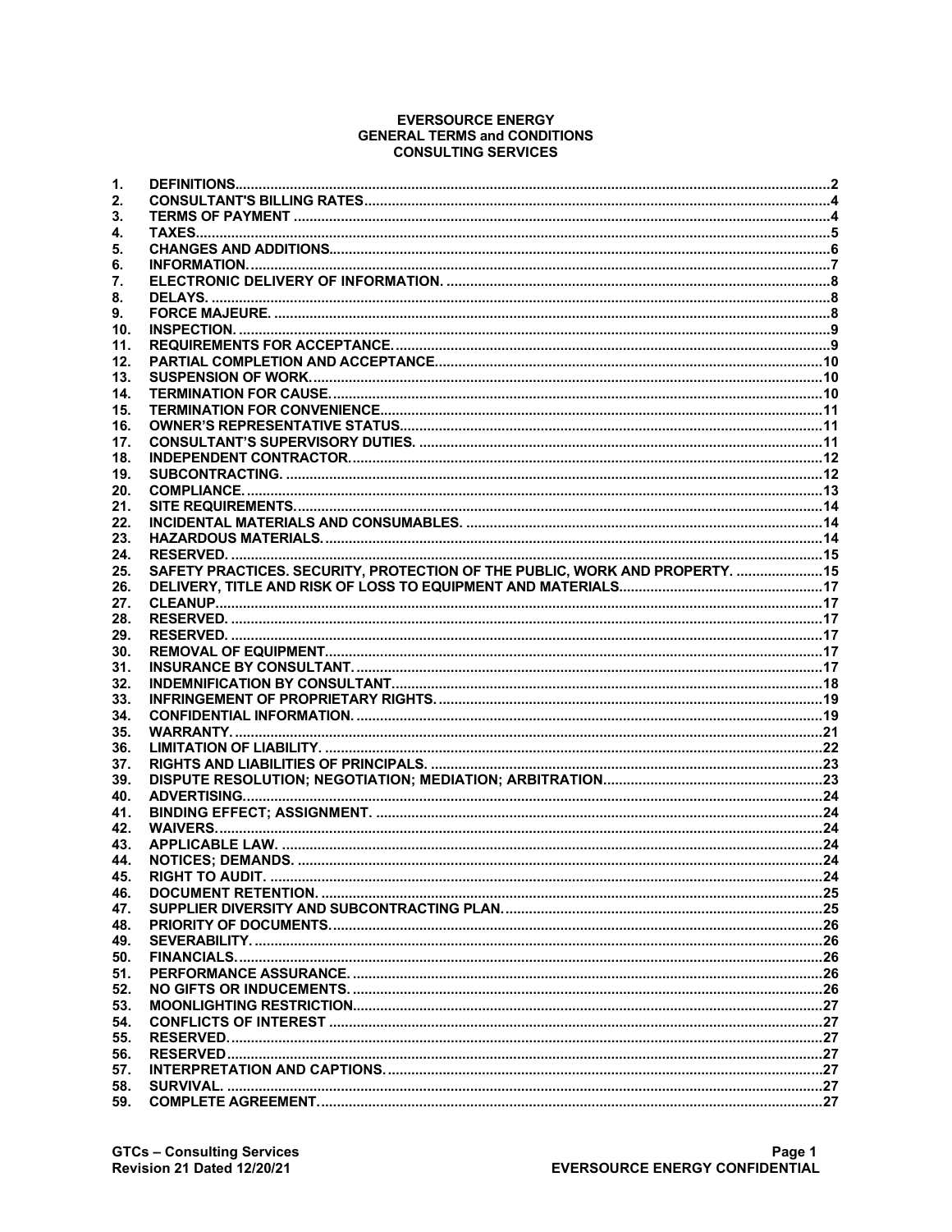# EVERSOURCE ENERGY
# GENERAL TERMS and CONDITIONS
# CONSULTING SERVICES

| | | |
|---|---|---|
| 1. | DEFINITIONS | 2 |
| 2. | CONSULTANT'S BILLING RATES | 4 |
| 3. | TERMS OF PAYMENT | 4 |
| 4. | TAXES | 5 |
| 5. | CHANGES AND ADDITIONS | 6 |
| 6. | INFORMATION. | 7 |
| 7. | ELECTRONIC DELIVERY OF INFORMATION. | 8 |
| 8. | DELAYS. | 8 |
| 9. | FORCE MAJEURE. | 8 |
| 10. | INSPECTION. | 9 |
| 11. | REQUIREMENTS FOR ACCEPTANCE. | 9 |
| 12. | PARTIAL COMPLETION AND ACCEPTANCE | 10 |
| 13. | SUSPENSION OF WORK. | 10 |
| 14. | TERMINATION FOR CAUSE. | 10 |
| 15. | TERMINATION FOR CONVENIENCE | 11 |
| 16. | OWNER'S REPRESENTATIVE STATUS | 11 |
| 17. | CONSULTANT'S SUPERVISORY DUTIES. | 11 |
| 18. | INDEPENDENT CONTRACTOR. | 12 |
| 19. | SUBCONTRACTING. | 12 |
| 20. | COMPLIANCE. | 13 |
| 21. | SITE REQUIREMENTS. | 14 |
| 22. | INCIDENTAL MATERIALS AND CONSUMABLES. | 14 |
| 23. | HAZARDOUS MATERIALS. | 14 |
| 24. | RESERVED. | 15 |
| 25. | SAFETY PRACTICES. SECURITY, PROTECTION OF THE PUBLIC, WORK AND PROPERTY. | 15 |
| 26. | DELIVERY, TITLE AND RISK OF LOSS TO EQUIPMENT AND MATERIALS | 17 |
| 27. | CLEANUP | 17 |
| 28. | RESERVED. | 17 |
| 29. | RESERVED. | 17 |
| 30. | REMOVAL OF EQUIPMENT | 17 |
| 31. | INSURANCE BY CONSULTANT. | 17 |
| 32. | INDEMNIFICATION BY CONSULTANT | 18 |
| 33. | INFRINGEMENT OF PROPRIETARY RIGHTS. | 19 |
| 34. | CONFIDENTIAL INFORMATION. | 19 |
| 35. | WARRANTY. | 21 |
| 36. | LIMITATION OF LIABILITY. | 22 |
| 37. | RIGHTS AND LIABILITIES OF PRINCIPALS. | 23 |
| 39. | DISPUTE RESOLUTION; NEGOTIATION; MEDIATION; ARBITRATION | 23 |
| 40. | ADVERTISING. | 24 |
| 41. | BINDING EFFECT; ASSIGNMENT. | 24 |
| 42. | WAIVERS. | 24 |
| 43. | APPLICABLE LAW. | 24 |
| 44. | NOTICES; DEMANDS. | 24 |
| 45. | RIGHT TO AUDIT. | 24 |
| 46. | DOCUMENT RETENTION. | 25 |
| 47. | SUPPLIER DIVERSITY AND SUBCONTRACTING PLAN. | 25 |
| 48. | PRIORITY OF DOCUMENTS. | 26 |
| 49. | SEVERABILITY. | 26 |
| 50. | FINANCIALS. | 26 |
| 51. | PERFORMANCE ASSURANCE. | 26 |
| 52. | NO GIFTS OR INDUCEMENTS. | 26 |
| 53. | MOONLIGHTING RESTRICTION | 27 |
| 54. | CONFLICTS OF INTEREST | 27 |
| 55. | RESERVED. | 27 |
| 56. | RESERVED | 27 |
| 57. | INTERPRETATION AND CAPTIONS. | 27 |
| 58. | SURVIVAL. | 27 |
| 59. | COMPLETE AGREEMENT. | 27 |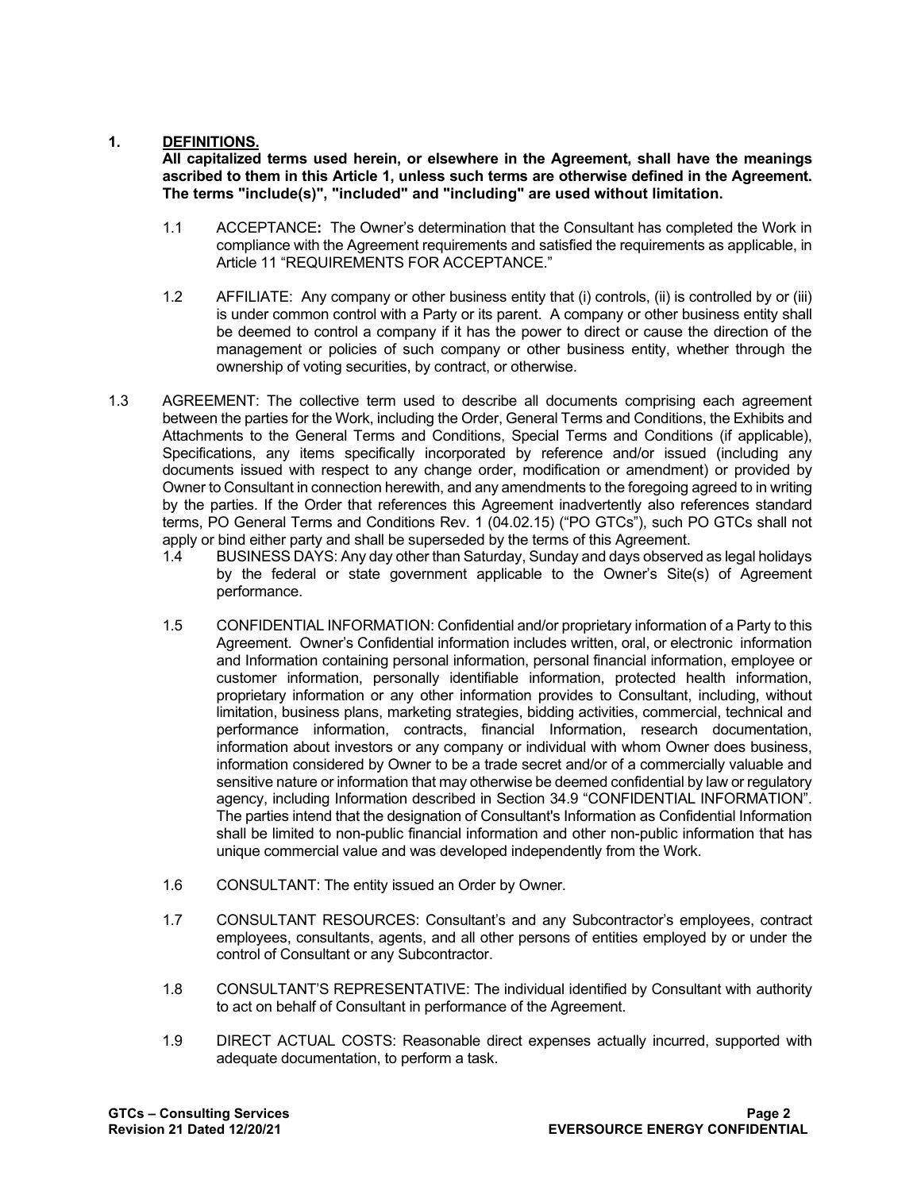## 1. DEFINITIONS.

**All capitalized terms used herein, or elsewhere in the Agreement, shall have the meanings ascribed to them in this Article 1, unless such terms are otherwise defined in the Agreement. The terms "include(s)", "included" and "including" are used without limitation.**

1.1 ACCEPTANCE**:** The Owner's determination that the Consultant has completed the Work in compliance with the Agreement requirements and satisfied the requirements as applicable, in Article 11 "REQUIREMENTS FOR ACCEPTANCE."

1.2 AFFILIATE: Any company or other business entity that (i) controls, (ii) is controlled by or (iii) is under common control with a Party or its parent. A company or other business entity shall be deemed to control a company if it has the power to direct or cause the direction of the management or policies of such company or other business entity, whether through the ownership of voting securities, by contract, or otherwise.

1.3 AGREEMENT: The collective term used to describe all documents comprising each agreement between the parties for the Work, including the Order, General Terms and Conditions, the Exhibits and Attachments to the General Terms and Conditions, Special Terms and Conditions (if applicable), Specifications, any items specifically incorporated by reference and/or issued (including any documents issued with respect to any change order, modification or amendment) or provided by Owner to Consultant in connection herewith, and any amendments to the foregoing agreed to in writing by the parties. If the Order that references this Agreement inadvertently also references standard terms, PO General Terms and Conditions Rev. 1 (04.02.15) ("PO GTCs"), such PO GTCs shall not apply or bind either party and shall be superseded by the terms of this Agreement.

1.4 BUSINESS DAYS: Any day other than Saturday, Sunday and days observed as legal holidays by the federal or state government applicable to the Owner's Site(s) of Agreement performance.

1.5 CONFIDENTIAL INFORMATION: Confidential and/or proprietary information of a Party to this Agreement. Owner's Confidential information includes written, oral, or electronic information and Information containing personal information, personal financial information, employee or customer information, personally identifiable information, protected health information, proprietary information or any other information provides to Consultant, including, without limitation, business plans, marketing strategies, bidding activities, commercial, technical and performance information, contracts, financial Information, research documentation, information about investors or any company or individual with whom Owner does business, information considered by Owner to be a trade secret and/or of a commercially valuable and sensitive nature or information that may otherwise be deemed confidential by law or regulatory agency, including Information described in Section 34.9 "CONFIDENTIAL INFORMATION". The parties intend that the designation of Consultant's Information as Confidential Information shall be limited to non-public financial information and other non-public information that has unique commercial value and was developed independently from the Work.

1.6 CONSULTANT: The entity issued an Order by Owner.

1.7 CONSULTANT RESOURCES: Consultant's and any Subcontractor's employees, contract employees, consultants, agents, and all other persons of entities employed by or under the control of Consultant or any Subcontractor.

1.8 CONSULTANT'S REPRESENTATIVE: The individual identified by Consultant with authority to act on behalf of Consultant in performance of the Agreement.

1.9 DIRECT ACTUAL COSTS: Reasonable direct expenses actually incurred, supported with adequate documentation, to perform a task.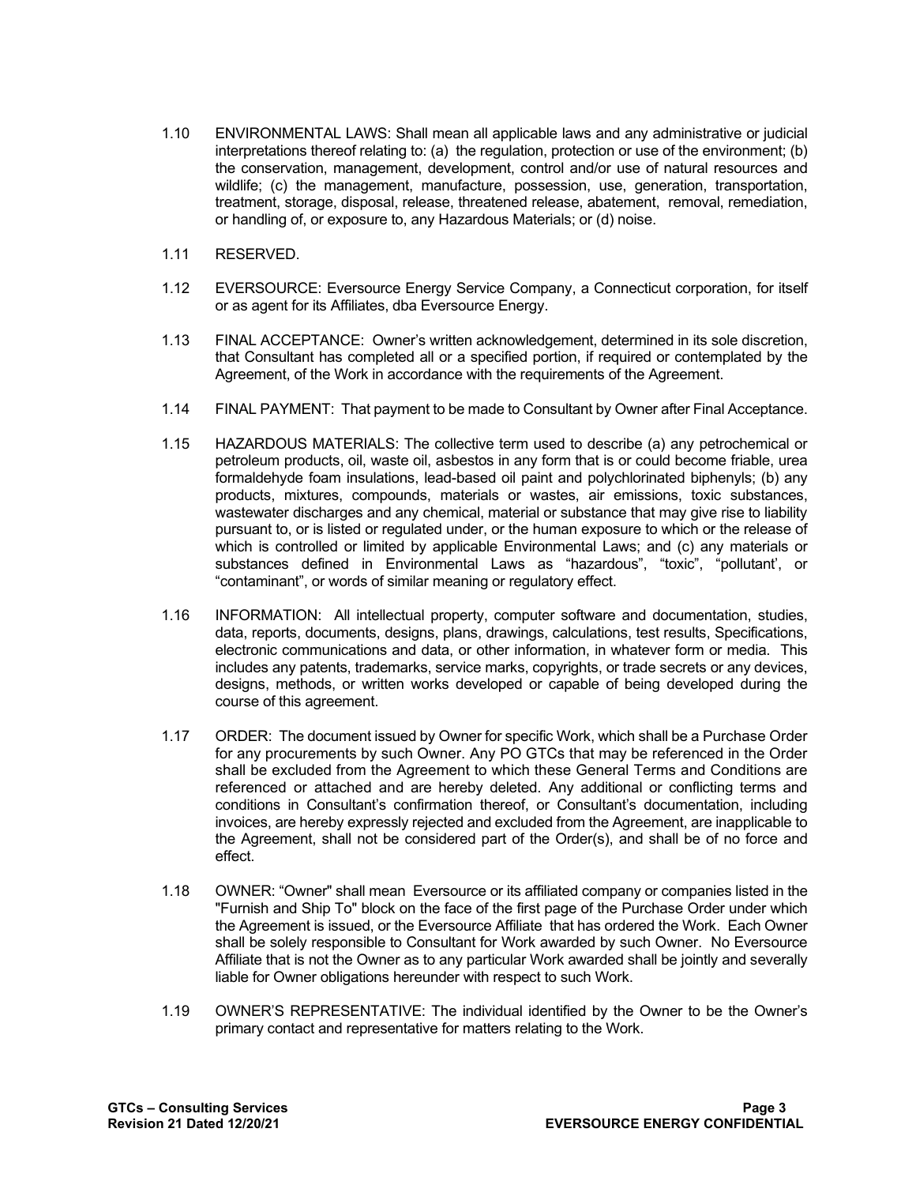1.10 ENVIRONMENTAL LAWS: Shall mean all applicable laws and any administrative or judicial interpretations thereof relating to: (a) the regulation, protection or use of the environment; (b) the conservation, management, development, control and/or use of natural resources and wildlife; (c) the management, manufacture, possession, use, generation, transportation, treatment, storage, disposal, release, threatened release, abatement, removal, remediation, or handling of, or exposure to, any Hazardous Materials; or (d) noise.

1.11 RESERVED.

1.12 EVERSOURCE: Eversource Energy Service Company, a Connecticut corporation, for itself or as agent for its Affiliates, dba Eversource Energy.

1.13 FINAL ACCEPTANCE: Owner's written acknowledgement, determined in its sole discretion, that Consultant has completed all or a specified portion, if required or contemplated by the Agreement, of the Work in accordance with the requirements of the Agreement.

1.14 FINAL PAYMENT: That payment to be made to Consultant by Owner after Final Acceptance.

1.15 HAZARDOUS MATERIALS: The collective term used to describe (a) any petrochemical or petroleum products, oil, waste oil, asbestos in any form that is or could become friable, urea formaldehyde foam insulations, lead-based oil paint and polychlorinated biphenyls; (b) any products, mixtures, compounds, materials or wastes, air emissions, toxic substances, wastewater discharges and any chemical, material or substance that may give rise to liability pursuant to, or is listed or regulated under, or the human exposure to which or the release of which is controlled or limited by applicable Environmental Laws; and (c) any materials or substances defined in Environmental Laws as "hazardous", "toxic", "pollutant', or "contaminant", or words of similar meaning or regulatory effect.

1.16 INFORMATION: All intellectual property, computer software and documentation, studies, data, reports, documents, designs, plans, drawings, calculations, test results, Specifications, electronic communications and data, or other information, in whatever form or media. This includes any patents, trademarks, service marks, copyrights, or trade secrets or any devices, designs, methods, or written works developed or capable of being developed during the course of this agreement.

1.17 ORDER: The document issued by Owner for specific Work, which shall be a Purchase Order for any procurements by such Owner. Any PO GTCs that may be referenced in the Order shall be excluded from the Agreement to which these General Terms and Conditions are referenced or attached and are hereby deleted. Any additional or conflicting terms and conditions in Consultant's confirmation thereof, or Consultant's documentation, including invoices, are hereby expressly rejected and excluded from the Agreement, are inapplicable to the Agreement, shall not be considered part of the Order(s), and shall be of no force and effect.

1.18 OWNER: "Owner" shall mean Eversource or its affiliated company or companies listed in the "Furnish and Ship To" block on the face of the first page of the Purchase Order under which the Agreement is issued, or the Eversource Affiliate that has ordered the Work. Each Owner shall be solely responsible to Consultant for Work awarded by such Owner. No Eversource Affiliate that is not the Owner as to any particular Work awarded shall be jointly and severally liable for Owner obligations hereunder with respect to such Work.

1.19 OWNER'S REPRESENTATIVE: The individual identified by the Owner to be the Owner's primary contact and representative for matters relating to the Work.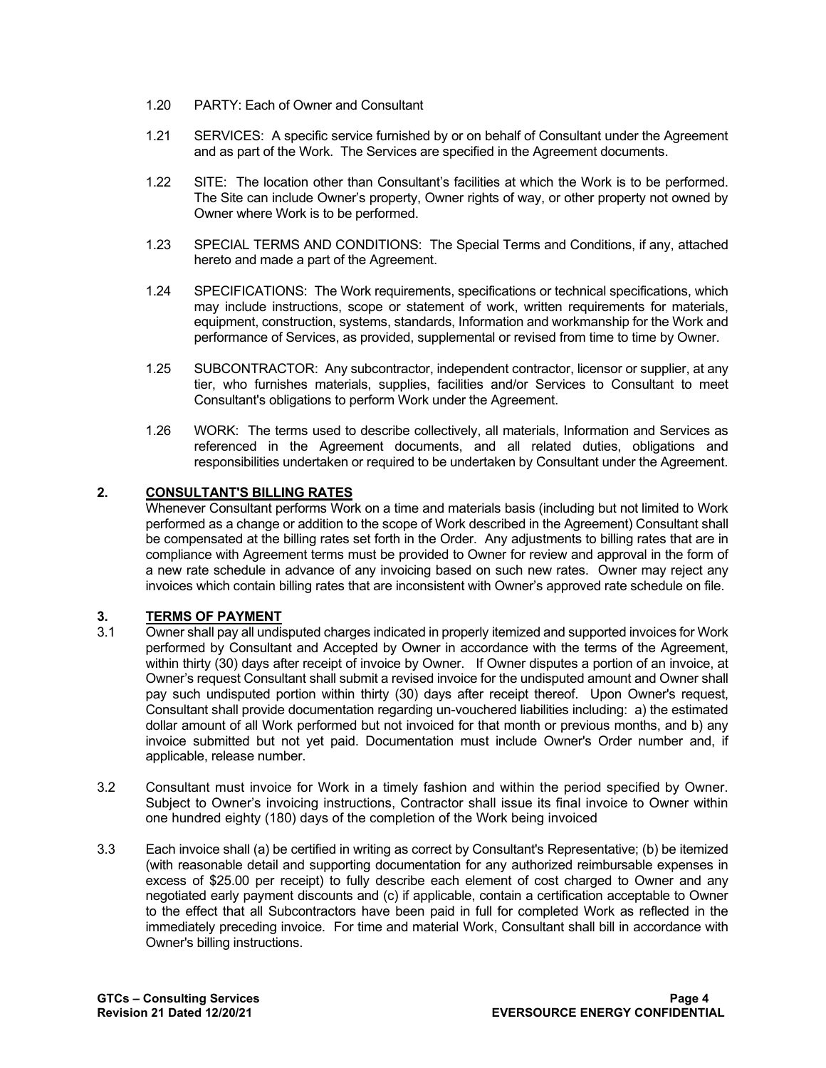1.20 PARTY: Each of Owner and Consultant

1.21 SERVICES: A specific service furnished by or on behalf of Consultant under the Agreement and as part of the Work. The Services are specified in the Agreement documents.

1.22 SITE: The location other than Consultant's facilities at which the Work is to be performed. The Site can include Owner's property, Owner rights of way, or other property not owned by Owner where Work is to be performed.

1.23 SPECIAL TERMS AND CONDITIONS: The Special Terms and Conditions, if any, attached hereto and made a part of the Agreement.

1.24 SPECIFICATIONS: The Work requirements, specifications or technical specifications, which may include instructions, scope or statement of work, written requirements for materials, equipment, construction, systems, standards, Information and workmanship for the Work and performance of Services, as provided, supplemental or revised from time to time by Owner.

1.25 SUBCONTRACTOR: Any subcontractor, independent contractor, licensor or supplier, at any tier, who furnishes materials, supplies, facilities and/or Services to Consultant to meet Consultant's obligations to perform Work under the Agreement.

1.26 WORK: The terms used to describe collectively, all materials, Information and Services as referenced in the Agreement documents, and all related duties, obligations and responsibilities undertaken or required to be undertaken by Consultant under the Agreement.

## 2. CONSULTANT'S BILLING RATES

Whenever Consultant performs Work on a time and materials basis (including but not limited to Work performed as a change or addition to the scope of Work described in the Agreement) Consultant shall be compensated at the billing rates set forth in the Order. Any adjustments to billing rates that are in compliance with Agreement terms must be provided to Owner for review and approval in the form of a new rate schedule in advance of any invoicing based on such new rates. Owner may reject any invoices which contain billing rates that are inconsistent with Owner's approved rate schedule on file.

## 3. TERMS OF PAYMENT

3.1 Owner shall pay all undisputed charges indicated in properly itemized and supported invoices for Work performed by Consultant and Accepted by Owner in accordance with the terms of the Agreement, within thirty (30) days after receipt of invoice by Owner. If Owner disputes a portion of an invoice, at Owner's request Consultant shall submit a revised invoice for the undisputed amount and Owner shall pay such undisputed portion within thirty (30) days after receipt thereof. Upon Owner's request, Consultant shall provide documentation regarding un-vouchered liabilities including: a) the estimated dollar amount of all Work performed but not invoiced for that month or previous months, and b) any invoice submitted but not yet paid. Documentation must include Owner's Order number and, if applicable, release number.

3.2 Consultant must invoice for Work in a timely fashion and within the period specified by Owner. Subject to Owner's invoicing instructions, Contractor shall issue its final invoice to Owner within one hundred eighty (180) days of the completion of the Work being invoiced

3.3 Each invoice shall (a) be certified in writing as correct by Consultant's Representative; (b) be itemized (with reasonable detail and supporting documentation for any authorized reimbursable expenses in excess of $25.00 per receipt) to fully describe each element of cost charged to Owner and any negotiated early payment discounts and (c) if applicable, contain a certification acceptable to Owner to the effect that all Subcontractors have been paid in full for completed Work as reflected in the immediately preceding invoice. For time and material Work, Consultant shall bill in accordance with Owner's billing instructions.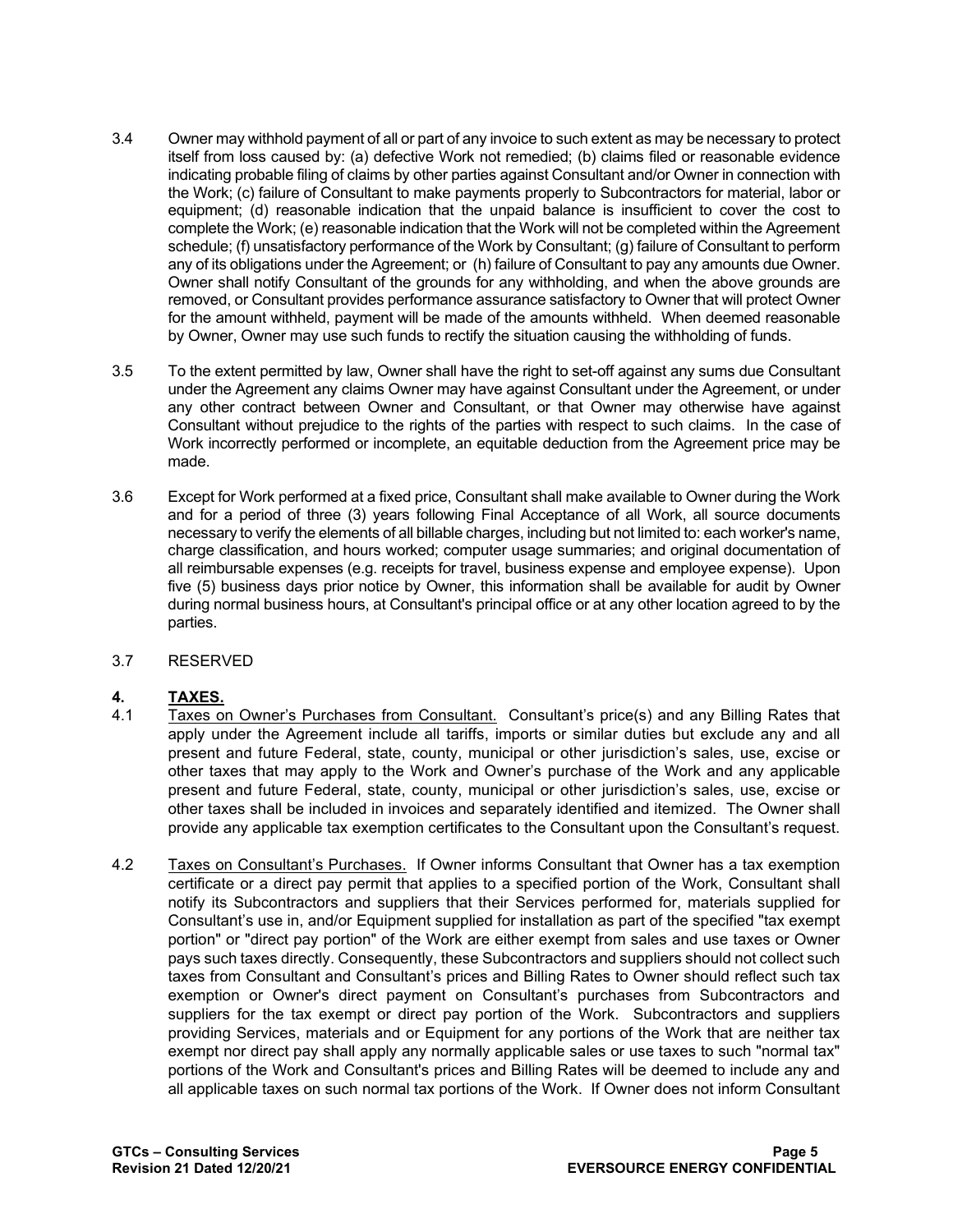3.4 Owner may withhold payment of all or part of any invoice to such extent as may be necessary to protect itself from loss caused by: (a) defective Work not remedied; (b) claims filed or reasonable evidence indicating probable filing of claims by other parties against Consultant and/or Owner in connection with the Work; (c) failure of Consultant to make payments properly to Subcontractors for material, labor or equipment; (d) reasonable indication that the unpaid balance is insufficient to cover the cost to complete the Work; (e) reasonable indication that the Work will not be completed within the Agreement schedule; (f) unsatisfactory performance of the Work by Consultant; (g) failure of Consultant to perform any of its obligations under the Agreement; or (h) failure of Consultant to pay any amounts due Owner. Owner shall notify Consultant of the grounds for any withholding, and when the above grounds are removed, or Consultant provides performance assurance satisfactory to Owner that will protect Owner for the amount withheld, payment will be made of the amounts withheld. When deemed reasonable by Owner, Owner may use such funds to rectify the situation causing the withholding of funds.

3.5 To the extent permitted by law, Owner shall have the right to set-off against any sums due Consultant under the Agreement any claims Owner may have against Consultant under the Agreement, or under any other contract between Owner and Consultant, or that Owner may otherwise have against Consultant without prejudice to the rights of the parties with respect to such claims. In the case of Work incorrectly performed or incomplete, an equitable deduction from the Agreement price may be made.

3.6 Except for Work performed at a fixed price, Consultant shall make available to Owner during the Work and for a period of three (3) years following Final Acceptance of all Work, all source documents necessary to verify the elements of all billable charges, including but not limited to: each worker's name, charge classification, and hours worked; computer usage summaries; and original documentation of all reimbursable expenses (e.g. receipts for travel, business expense and employee expense). Upon five (5) business days prior notice by Owner, this information shall be available for audit by Owner during normal business hours, at Consultant's principal office or at any other location agreed to by the parties.

3.7 RESERVED

## 4. TAXES.

4.1 Taxes on Owner's Purchases from Consultant. Consultant's price(s) and any Billing Rates that apply under the Agreement include all tariffs, imports or similar duties but exclude any and all present and future Federal, state, county, municipal or other jurisdiction's sales, use, excise or other taxes that may apply to the Work and Owner's purchase of the Work and any applicable present and future Federal, state, county, municipal or other jurisdiction's sales, use, excise or other taxes shall be included in invoices and separately identified and itemized. The Owner shall provide any applicable tax exemption certificates to the Consultant upon the Consultant's request.

4.2 Taxes on Consultant's Purchases. If Owner informs Consultant that Owner has a tax exemption certificate or a direct pay permit that applies to a specified portion of the Work, Consultant shall notify its Subcontractors and suppliers that their Services performed for, materials supplied for Consultant's use in, and/or Equipment supplied for installation as part of the specified "tax exempt portion" or "direct pay portion" of the Work are either exempt from sales and use taxes or Owner pays such taxes directly. Consequently, these Subcontractors and suppliers should not collect such taxes from Consultant and Consultant's prices and Billing Rates to Owner should reflect such tax exemption or Owner's direct payment on Consultant's purchases from Subcontractors and suppliers for the tax exempt or direct pay portion of the Work. Subcontractors and suppliers providing Services, materials and or Equipment for any portions of the Work that are neither tax exempt nor direct pay shall apply any normally applicable sales or use taxes to such "normal tax" portions of the Work and Consultant's prices and Billing Rates will be deemed to include any and all applicable taxes on such normal tax portions of the Work. If Owner does not inform Consultant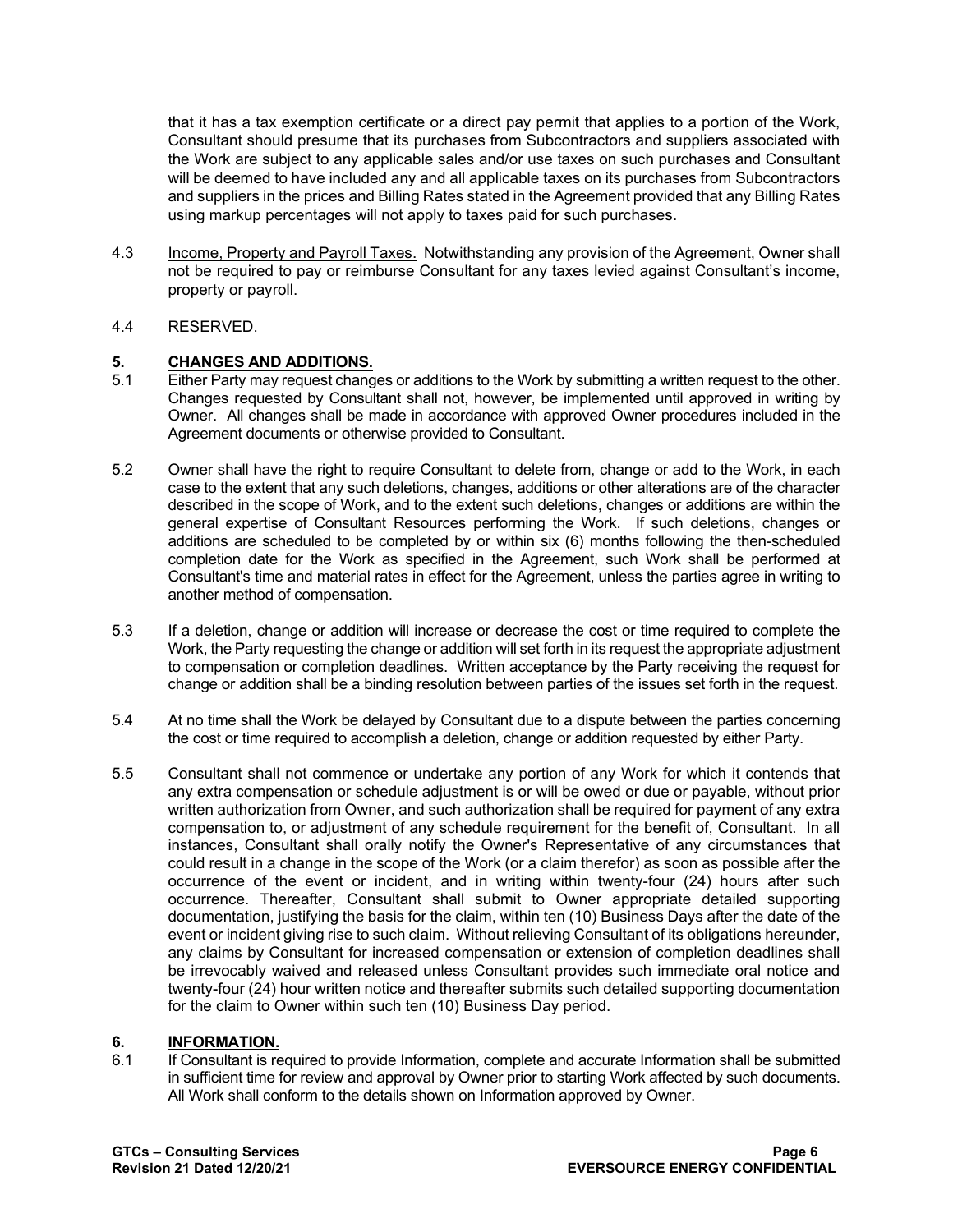that it has a tax exemption certificate or a direct pay permit that applies to a portion of the Work, Consultant should presume that its purchases from Subcontractors and suppliers associated with the Work are subject to any applicable sales and/or use taxes on such purchases and Consultant will be deemed to have included any and all applicable taxes on its purchases from Subcontractors and suppliers in the prices and Billing Rates stated in the Agreement provided that any Billing Rates using markup percentages will not apply to taxes paid for such purchases.

4.3 Income, Property and Payroll Taxes. Notwithstanding any provision of the Agreement, Owner shall not be required to pay or reimburse Consultant for any taxes levied against Consultant's income, property or payroll.

4.4 RESERVED.

## 5. CHANGES AND ADDITIONS.

5.1 Either Party may request changes or additions to the Work by submitting a written request to the other. Changes requested by Consultant shall not, however, be implemented until approved in writing by Owner. All changes shall be made in accordance with approved Owner procedures included in the Agreement documents or otherwise provided to Consultant.

5.2 Owner shall have the right to require Consultant to delete from, change or add to the Work, in each case to the extent that any such deletions, changes, additions or other alterations are of the character described in the scope of Work, and to the extent such deletions, changes or additions are within the general expertise of Consultant Resources performing the Work. If such deletions, changes or additions are scheduled to be completed by or within six (6) months following the then-scheduled completion date for the Work as specified in the Agreement, such Work shall be performed at Consultant's time and material rates in effect for the Agreement, unless the parties agree in writing to another method of compensation.

5.3 If a deletion, change or addition will increase or decrease the cost or time required to complete the Work, the Party requesting the change or addition will set forth in its request the appropriate adjustment to compensation or completion deadlines. Written acceptance by the Party receiving the request for change or addition shall be a binding resolution between parties of the issues set forth in the request.

5.4 At no time shall the Work be delayed by Consultant due to a dispute between the parties concerning the cost or time required to accomplish a deletion, change or addition requested by either Party.

5.5 Consultant shall not commence or undertake any portion of any Work for which it contends that any extra compensation or schedule adjustment is or will be owed or due or payable, without prior written authorization from Owner, and such authorization shall be required for payment of any extra compensation to, or adjustment of any schedule requirement for the benefit of, Consultant. In all instances, Consultant shall orally notify the Owner's Representative of any circumstances that could result in a change in the scope of the Work (or a claim therefor) as soon as possible after the occurrence of the event or incident, and in writing within twenty-four (24) hours after such occurrence. Thereafter, Consultant shall submit to Owner appropriate detailed supporting documentation, justifying the basis for the claim, within ten (10) Business Days after the date of the event or incident giving rise to such claim. Without relieving Consultant of its obligations hereunder, any claims by Consultant for increased compensation or extension of completion deadlines shall be irrevocably waived and released unless Consultant provides such immediate oral notice and twenty-four (24) hour written notice and thereafter submits such detailed supporting documentation for the claim to Owner within such ten (10) Business Day period.

## 6. INFORMATION.

6.1 If Consultant is required to provide Information, complete and accurate Information shall be submitted in sufficient time for review and approval by Owner prior to starting Work affected by such documents. All Work shall conform to the details shown on Information approved by Owner.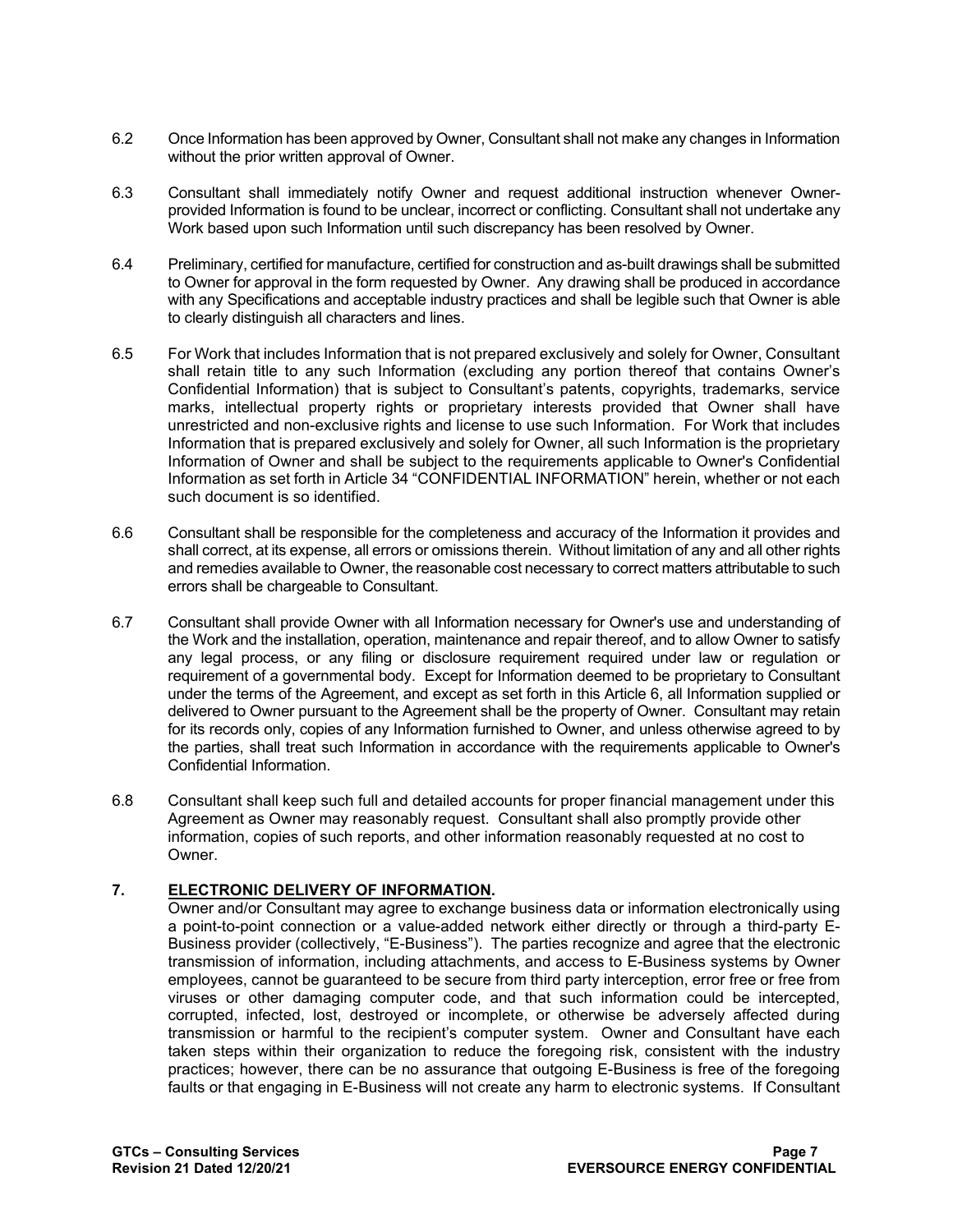6.2 Once Information has been approved by Owner, Consultant shall not make any changes in Information without the prior written approval of Owner.

6.3 Consultant shall immediately notify Owner and request additional instruction whenever Owner-provided Information is found to be unclear, incorrect or conflicting. Consultant shall not undertake any Work based upon such Information until such discrepancy has been resolved by Owner.

6.4 Preliminary, certified for manufacture, certified for construction and as-built drawings shall be submitted to Owner for approval in the form requested by Owner. Any drawing shall be produced in accordance with any Specifications and acceptable industry practices and shall be legible such that Owner is able to clearly distinguish all characters and lines.

6.5 For Work that includes Information that is not prepared exclusively and solely for Owner, Consultant shall retain title to any such Information (excluding any portion thereof that contains Owner's Confidential Information) that is subject to Consultant's patents, copyrights, trademarks, service marks, intellectual property rights or proprietary interests provided that Owner shall have unrestricted and non-exclusive rights and license to use such Information. For Work that includes Information that is prepared exclusively and solely for Owner, all such Information is the proprietary Information of Owner and shall be subject to the requirements applicable to Owner's Confidential Information as set forth in Article 34 "CONFIDENTIAL INFORMATION" herein, whether or not each such document is so identified.

6.6 Consultant shall be responsible for the completeness and accuracy of the Information it provides and shall correct, at its expense, all errors or omissions therein. Without limitation of any and all other rights and remedies available to Owner, the reasonable cost necessary to correct matters attributable to such errors shall be chargeable to Consultant.

6.7 Consultant shall provide Owner with all Information necessary for Owner's use and understanding of the Work and the installation, operation, maintenance and repair thereof, and to allow Owner to satisfy any legal process, or any filing or disclosure requirement required under law or regulation or requirement of a governmental body. Except for Information deemed to be proprietary to Consultant under the terms of the Agreement, and except as set forth in this Article 6, all Information supplied or delivered to Owner pursuant to the Agreement shall be the property of Owner. Consultant may retain for its records only, copies of any Information furnished to Owner, and unless otherwise agreed to by the parties, shall treat such Information in accordance with the requirements applicable to Owner's Confidential Information.

6.8 Consultant shall keep such full and detailed accounts for proper financial management under this Agreement as Owner may reasonably request. Consultant shall also promptly provide other information, copies of such reports, and other information reasonably requested at no cost to Owner.

## 7. ELECTRONIC DELIVERY OF INFORMATION.

Owner and/or Consultant may agree to exchange business data or information electronically using a point-to-point connection or a value-added network either directly or through a third-party E-Business provider (collectively, "E-Business"). The parties recognize and agree that the electronic transmission of information, including attachments, and access to E-Business systems by Owner employees, cannot be guaranteed to be secure from third party interception, error free or free from viruses or other damaging computer code, and that such information could be intercepted, corrupted, infected, lost, destroyed or incomplete, or otherwise be adversely affected during transmission or harmful to the recipient's computer system. Owner and Consultant have each taken steps within their organization to reduce the foregoing risk, consistent with the industry practices; however, there can be no assurance that outgoing E-Business is free of the foregoing faults or that engaging in E-Business will not create any harm to electronic systems. If Consultant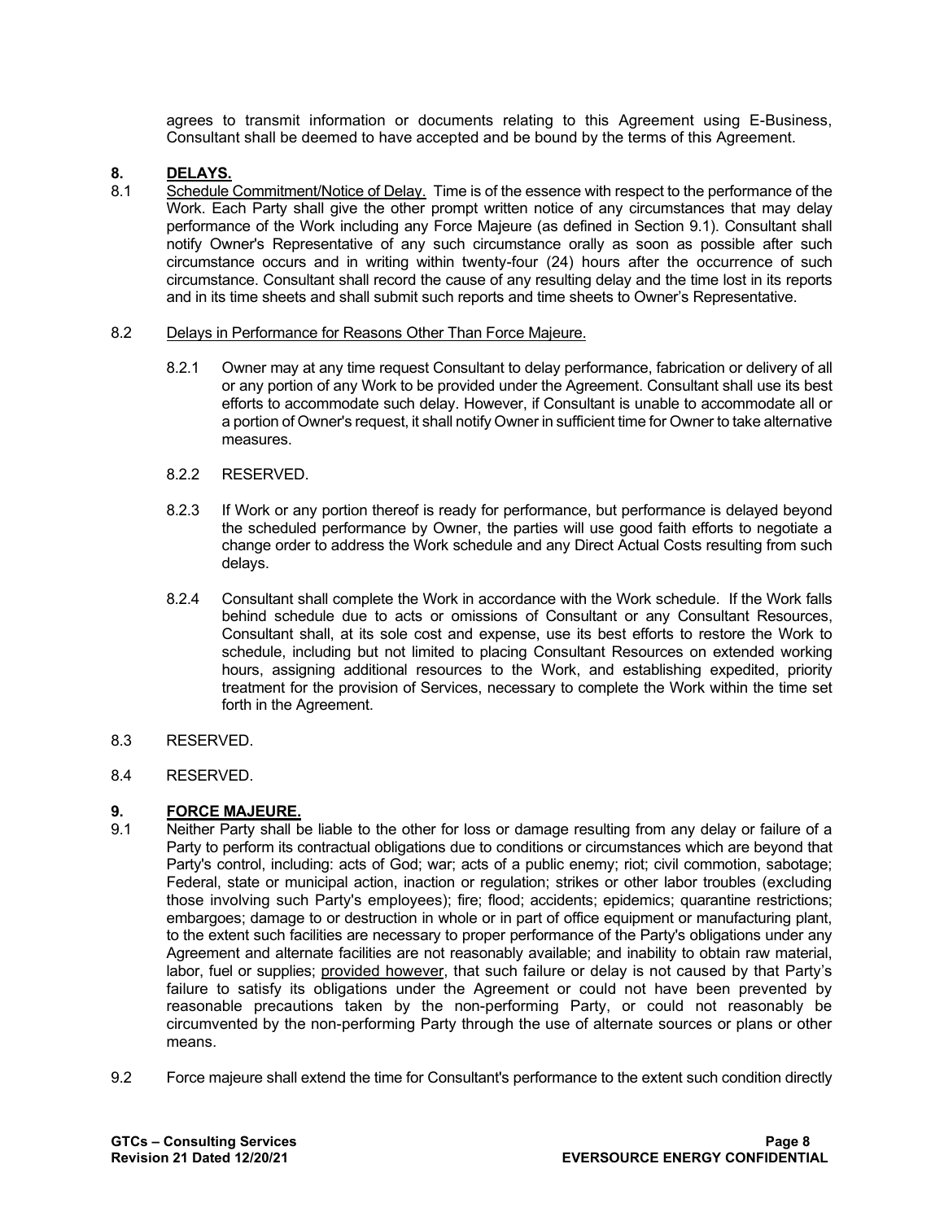agrees to transmit information or documents relating to this Agreement using E-Business, Consultant shall be deemed to have accepted and be bound by the terms of this Agreement.

## 8. DELAYS.

8.1 Schedule Commitment/Notice of Delay. Time is of the essence with respect to the performance of the Work. Each Party shall give the other prompt written notice of any circumstances that may delay performance of the Work including any Force Majeure (as defined in Section 9.1). Consultant shall notify Owner's Representative of any such circumstance orally as soon as possible after such circumstance occurs and in writing within twenty-four (24) hours after the occurrence of such circumstance. Consultant shall record the cause of any resulting delay and the time lost in its reports and in its time sheets and shall submit such reports and time sheets to Owner's Representative.

8.2 Delays in Performance for Reasons Other Than Force Majeure.

8.2.1 Owner may at any time request Consultant to delay performance, fabrication or delivery of all or any portion of any Work to be provided under the Agreement. Consultant shall use its best efforts to accommodate such delay. However, if Consultant is unable to accommodate all or a portion of Owner's request, it shall notify Owner in sufficient time for Owner to take alternative measures.

8.2.2 RESERVED.

8.2.3 If Work or any portion thereof is ready for performance, but performance is delayed beyond the scheduled performance by Owner, the parties will use good faith efforts to negotiate a change order to address the Work schedule and any Direct Actual Costs resulting from such delays.

8.2.4 Consultant shall complete the Work in accordance with the Work schedule. If the Work falls behind schedule due to acts or omissions of Consultant or any Consultant Resources, Consultant shall, at its sole cost and expense, use its best efforts to restore the Work to schedule, including but not limited to placing Consultant Resources on extended working hours, assigning additional resources to the Work, and establishing expedited, priority treatment for the provision of Services, necessary to complete the Work within the time set forth in the Agreement.

8.3 RESERVED.

8.4 RESERVED.

## 9. FORCE MAJEURE.

9.1 Neither Party shall be liable to the other for loss or damage resulting from any delay or failure of a Party to perform its contractual obligations due to conditions or circumstances which are beyond that Party's control, including: acts of God; war; acts of a public enemy; riot; civil commotion, sabotage; Federal, state or municipal action, inaction or regulation; strikes or other labor troubles (excluding those involving such Party's employees); fire; flood; accidents; epidemics; quarantine restrictions; embargoes; damage to or destruction in whole or in part of office equipment or manufacturing plant, to the extent such facilities are necessary to proper performance of the Party's obligations under any Agreement and alternate facilities are not reasonably available; and inability to obtain raw material, labor, fuel or supplies; provided however, that such failure or delay is not caused by that Party's failure to satisfy its obligations under the Agreement or could not have been prevented by reasonable precautions taken by the non-performing Party, or could not reasonably be circumvented by the non-performing Party through the use of alternate sources or plans or other means.

9.2 Force majeure shall extend the time for Consultant's performance to the extent such condition directly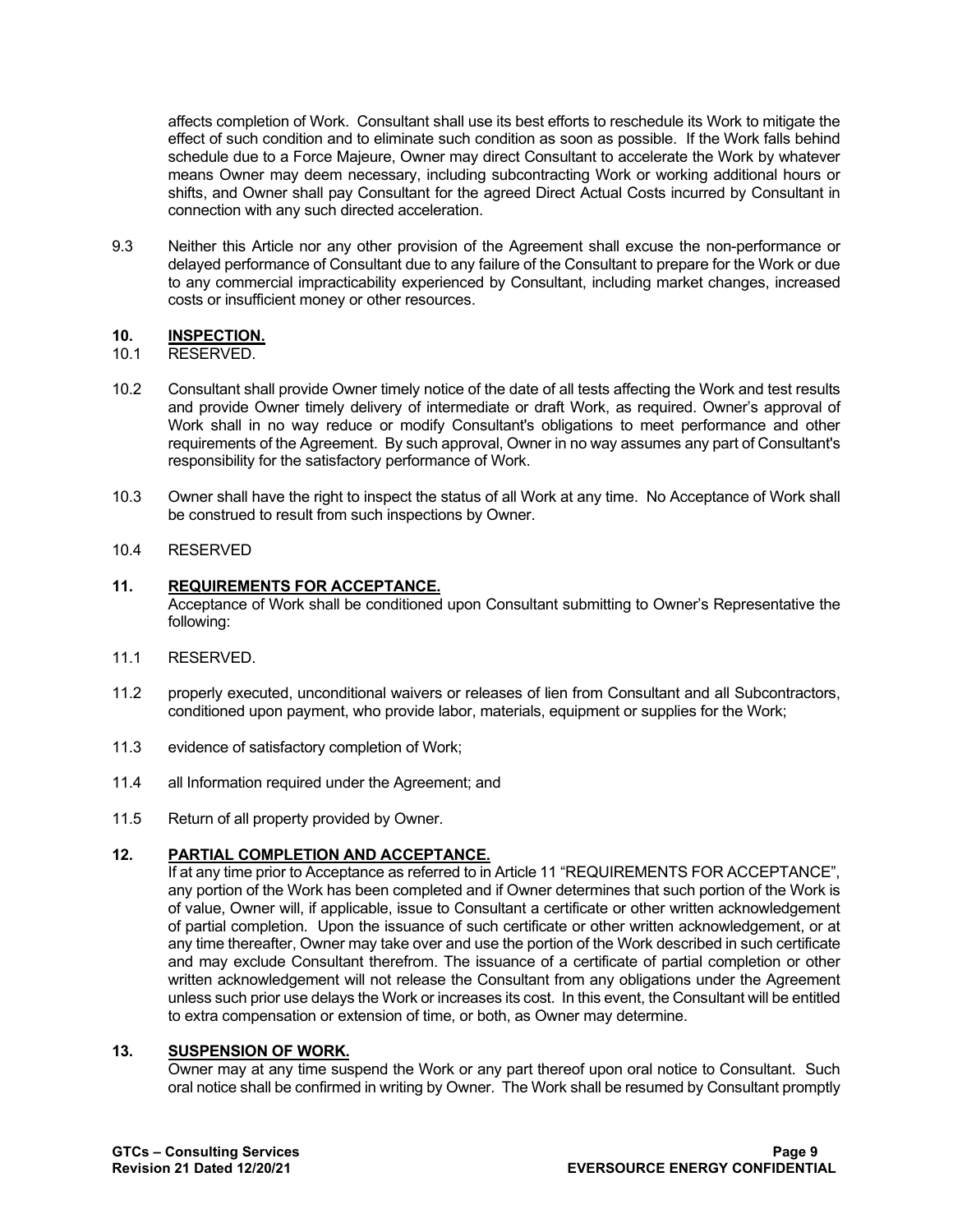affects completion of Work. Consultant shall use its best efforts to reschedule its Work to mitigate the effect of such condition and to eliminate such condition as soon as possible. If the Work falls behind schedule due to a Force Majeure, Owner may direct Consultant to accelerate the Work by whatever means Owner may deem necessary, including subcontracting Work or working additional hours or shifts, and Owner shall pay Consultant for the agreed Direct Actual Costs incurred by Consultant in connection with any such directed acceleration.

9.3 Neither this Article nor any other provision of the Agreement shall excuse the non-performance or delayed performance of Consultant due to any failure of the Consultant to prepare for the Work or due to any commercial impracticability experienced by Consultant, including market changes, increased costs or insufficient money or other resources.

## 10. INSPECTION.

10.1 RESERVED.

10.2 Consultant shall provide Owner timely notice of the date of all tests affecting the Work and test results and provide Owner timely delivery of intermediate or draft Work, as required. Owner's approval of Work shall in no way reduce or modify Consultant's obligations to meet performance and other requirements of the Agreement. By such approval, Owner in no way assumes any part of Consultant's responsibility for the satisfactory performance of Work.

10.3 Owner shall have the right to inspect the status of all Work at any time. No Acceptance of Work shall be construed to result from such inspections by Owner.

10.4 RESERVED

## 11. REQUIREMENTS FOR ACCEPTANCE.

Acceptance of Work shall be conditioned upon Consultant submitting to Owner's Representative the following:

11.1 RESERVED.

11.2 properly executed, unconditional waivers or releases of lien from Consultant and all Subcontractors, conditioned upon payment, who provide labor, materials, equipment or supplies for the Work;

11.3 evidence of satisfactory completion of Work;

11.4 all Information required under the Agreement; and

11.5 Return of all property provided by Owner.

## 12. PARTIAL COMPLETION AND ACCEPTANCE.

If at any time prior to Acceptance as referred to in Article 11 "REQUIREMENTS FOR ACCEPTANCE", any portion of the Work has been completed and if Owner determines that such portion of the Work is of value, Owner will, if applicable, issue to Consultant a certificate or other written acknowledgement of partial completion. Upon the issuance of such certificate or other written acknowledgement, or at any time thereafter, Owner may take over and use the portion of the Work described in such certificate and may exclude Consultant therefrom. The issuance of a certificate of partial completion or other written acknowledgement will not release the Consultant from any obligations under the Agreement unless such prior use delays the Work or increases its cost. In this event, the Consultant will be entitled to extra compensation or extension of time, or both, as Owner may determine.

## 13. SUSPENSION OF WORK.

Owner may at any time suspend the Work or any part thereof upon oral notice to Consultant. Such oral notice shall be confirmed in writing by Owner. The Work shall be resumed by Consultant promptly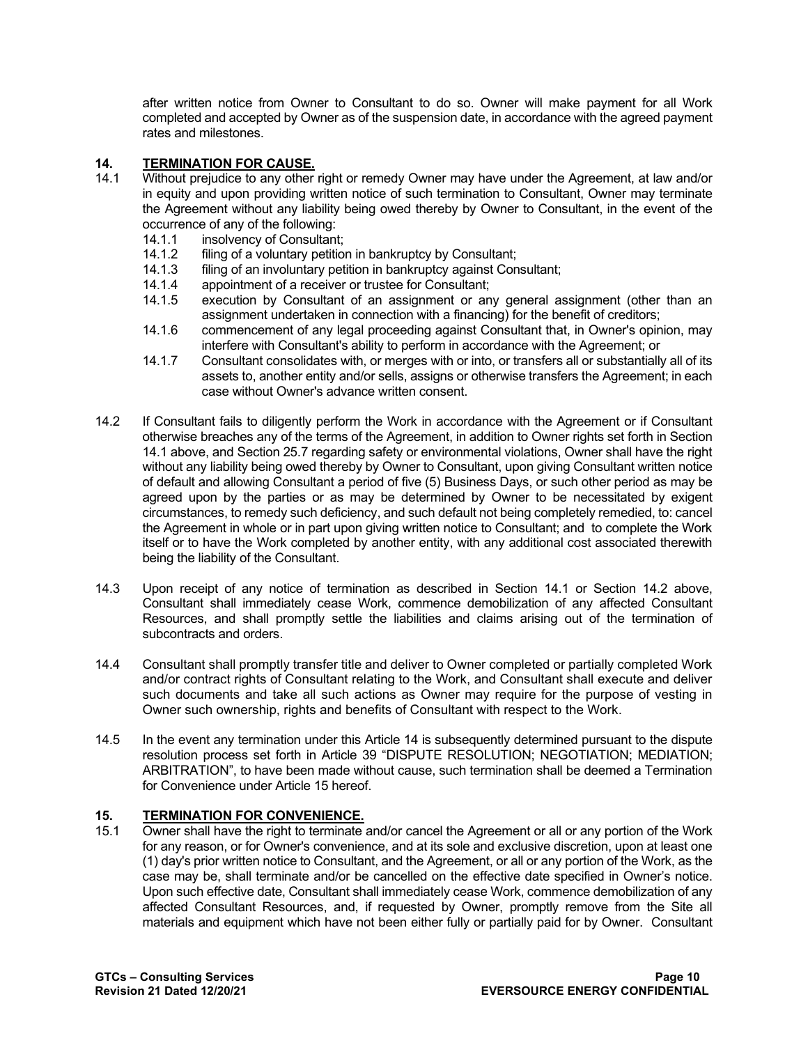after written notice from Owner to Consultant to do so. Owner will make payment for all Work completed and accepted by Owner as of the suspension date, in accordance with the agreed payment rates and milestones.

## 14. TERMINATION FOR CAUSE.

14.1 Without prejudice to any other right or remedy Owner may have under the Agreement, at law and/or in equity and upon providing written notice of such termination to Consultant, Owner may terminate the Agreement without any liability being owed thereby by Owner to Consultant, in the event of the occurrence of any of the following:

- 14.1.1 insolvency of Consultant;
- 14.1.2 filing of a voluntary petition in bankruptcy by Consultant;
- 14.1.3 filing of an involuntary petition in bankruptcy against Consultant;
- 14.1.4 appointment of a receiver or trustee for Consultant;
- 14.1.5 execution by Consultant of an assignment or any general assignment (other than an assignment undertaken in connection with a financing) for the benefit of creditors;
- 14.1.6 commencement of any legal proceeding against Consultant that, in Owner's opinion, may interfere with Consultant's ability to perform in accordance with the Agreement; or
- 14.1.7 Consultant consolidates with, or merges with or into, or transfers all or substantially all of its assets to, another entity and/or sells, assigns or otherwise transfers the Agreement; in each case without Owner's advance written consent.

14.2 If Consultant fails to diligently perform the Work in accordance with the Agreement or if Consultant otherwise breaches any of the terms of the Agreement, in addition to Owner rights set forth in Section 14.1 above, and Section 25.7 regarding safety or environmental violations, Owner shall have the right without any liability being owed thereby by Owner to Consultant, upon giving Consultant written notice of default and allowing Consultant a period of five (5) Business Days, or such other period as may be agreed upon by the parties or as may be determined by Owner to be necessitated by exigent circumstances, to remedy such deficiency, and such default not being completely remedied, to: cancel the Agreement in whole or in part upon giving written notice to Consultant; and to complete the Work itself or to have the Work completed by another entity, with any additional cost associated therewith being the liability of the Consultant.

14.3 Upon receipt of any notice of termination as described in Section 14.1 or Section 14.2 above, Consultant shall immediately cease Work, commence demobilization of any affected Consultant Resources, and shall promptly settle the liabilities and claims arising out of the termination of subcontracts and orders.

14.4 Consultant shall promptly transfer title and deliver to Owner completed or partially completed Work and/or contract rights of Consultant relating to the Work, and Consultant shall execute and deliver such documents and take all such actions as Owner may require for the purpose of vesting in Owner such ownership, rights and benefits of Consultant with respect to the Work.

14.5 In the event any termination under this Article 14 is subsequently determined pursuant to the dispute resolution process set forth in Article 39 "DISPUTE RESOLUTION; NEGOTIATION; MEDIATION; ARBITRATION", to have been made without cause, such termination shall be deemed a Termination for Convenience under Article 15 hereof.

## 15. TERMINATION FOR CONVENIENCE.

15.1 Owner shall have the right to terminate and/or cancel the Agreement or all or any portion of the Work for any reason, or for Owner's convenience, and at its sole and exclusive discretion, upon at least one (1) day's prior written notice to Consultant, and the Agreement, or all or any portion of the Work, as the case may be, shall terminate and/or be cancelled on the effective date specified in Owner's notice. Upon such effective date, Consultant shall immediately cease Work, commence demobilization of any affected Consultant Resources, and, if requested by Owner, promptly remove from the Site all materials and equipment which have not been either fully or partially paid for by Owner. Consultant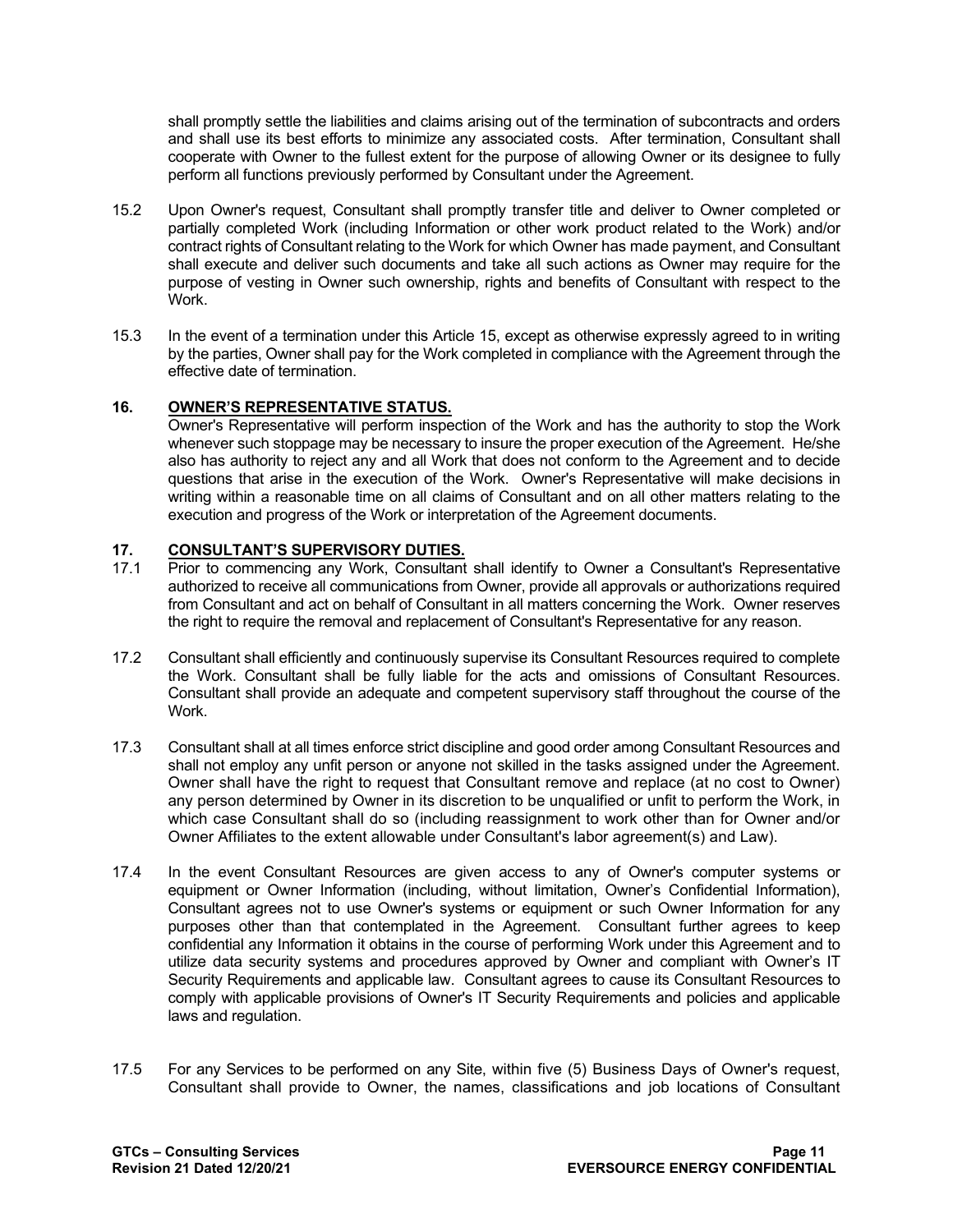shall promptly settle the liabilities and claims arising out of the termination of subcontracts and orders and shall use its best efforts to minimize any associated costs. After termination, Consultant shall cooperate with Owner to the fullest extent for the purpose of allowing Owner or its designee to fully perform all functions previously performed by Consultant under the Agreement.

15.2 Upon Owner's request, Consultant shall promptly transfer title and deliver to Owner completed or partially completed Work (including Information or other work product related to the Work) and/or contract rights of Consultant relating to the Work for which Owner has made payment, and Consultant shall execute and deliver such documents and take all such actions as Owner may require for the purpose of vesting in Owner such ownership, rights and benefits of Consultant with respect to the Work.

15.3 In the event of a termination under this Article 15, except as otherwise expressly agreed to in writing by the parties, Owner shall pay for the Work completed in compliance with the Agreement through the effective date of termination.

## 16. OWNER'S REPRESENTATIVE STATUS.

Owner's Representative will perform inspection of the Work and has the authority to stop the Work whenever such stoppage may be necessary to insure the proper execution of the Agreement. He/she also has authority to reject any and all Work that does not conform to the Agreement and to decide questions that arise in the execution of the Work. Owner's Representative will make decisions in writing within a reasonable time on all claims of Consultant and on all other matters relating to the execution and progress of the Work or interpretation of the Agreement documents.

## 17. CONSULTANT'S SUPERVISORY DUTIES.

17.1 Prior to commencing any Work, Consultant shall identify to Owner a Consultant's Representative authorized to receive all communications from Owner, provide all approvals or authorizations required from Consultant and act on behalf of Consultant in all matters concerning the Work. Owner reserves the right to require the removal and replacement of Consultant's Representative for any reason.

17.2 Consultant shall efficiently and continuously supervise its Consultant Resources required to complete the Work. Consultant shall be fully liable for the acts and omissions of Consultant Resources. Consultant shall provide an adequate and competent supervisory staff throughout the course of the Work.

17.3 Consultant shall at all times enforce strict discipline and good order among Consultant Resources and shall not employ any unfit person or anyone not skilled in the tasks assigned under the Agreement. Owner shall have the right to request that Consultant remove and replace (at no cost to Owner) any person determined by Owner in its discretion to be unqualified or unfit to perform the Work, in which case Consultant shall do so (including reassignment to work other than for Owner and/or Owner Affiliates to the extent allowable under Consultant's labor agreement(s) and Law).

17.4 In the event Consultant Resources are given access to any of Owner's computer systems or equipment or Owner Information (including, without limitation, Owner's Confidential Information), Consultant agrees not to use Owner's systems or equipment or such Owner Information for any purposes other than that contemplated in the Agreement. Consultant further agrees to keep confidential any Information it obtains in the course of performing Work under this Agreement and to utilize data security systems and procedures approved by Owner and compliant with Owner's IT Security Requirements and applicable law. Consultant agrees to cause its Consultant Resources to comply with applicable provisions of Owner's IT Security Requirements and policies and applicable laws and regulation.

17.5 For any Services to be performed on any Site, within five (5) Business Days of Owner's request, Consultant shall provide to Owner, the names, classifications and job locations of Consultant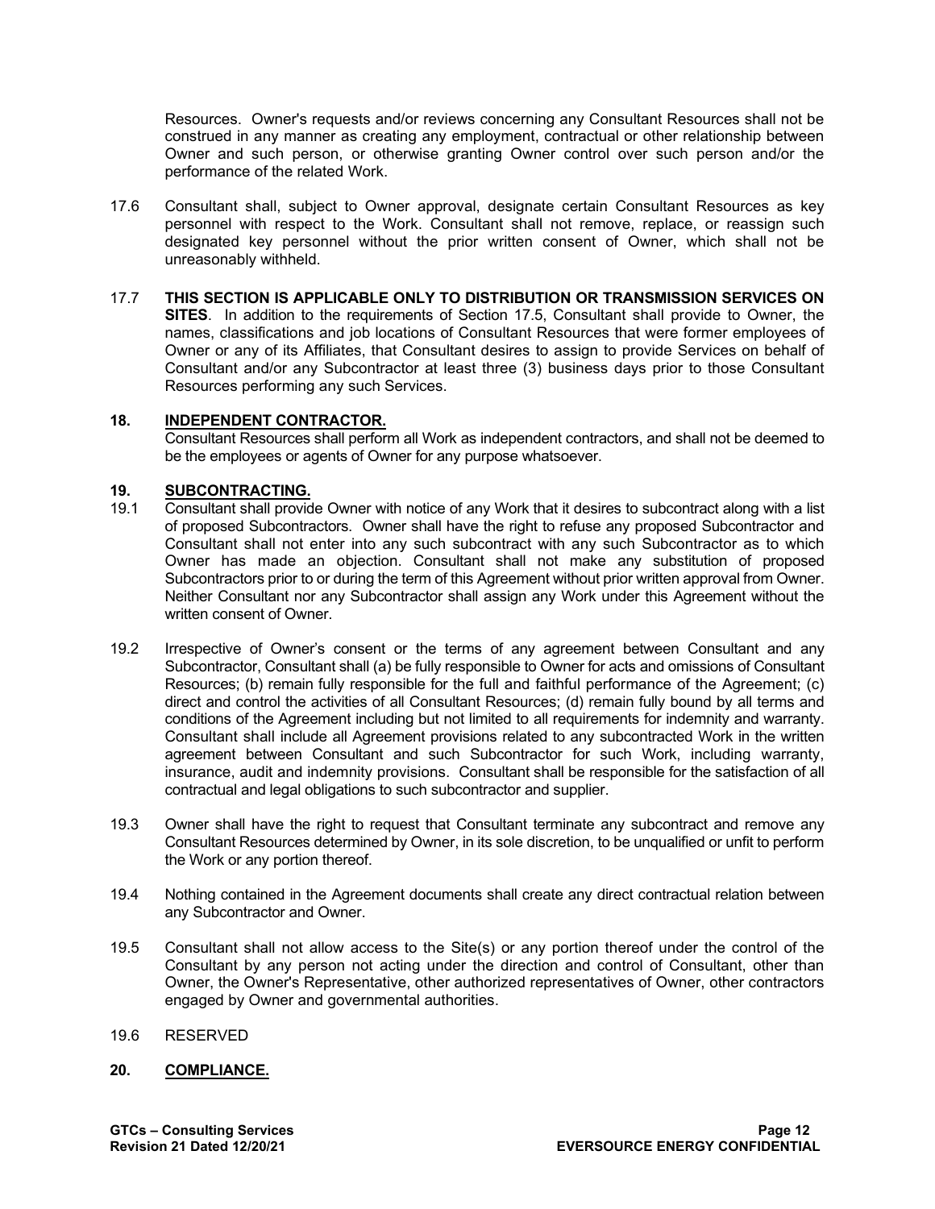Resources. Owner's requests and/or reviews concerning any Consultant Resources shall not be construed in any manner as creating any employment, contractual or other relationship between Owner and such person, or otherwise granting Owner control over such person and/or the performance of the related Work.

17.6 Consultant shall, subject to Owner approval, designate certain Consultant Resources as key personnel with respect to the Work. Consultant shall not remove, replace, or reassign such designated key personnel without the prior written consent of Owner, which shall not be unreasonably withheld.

17.7 **THIS SECTION IS APPLICABLE ONLY TO DISTRIBUTION OR TRANSMISSION SERVICES ON SITES**. In addition to the requirements of Section 17.5, Consultant shall provide to Owner, the names, classifications and job locations of Consultant Resources that were former employees of Owner or any of its Affiliates, that Consultant desires to assign to provide Services on behalf of Consultant and/or any Subcontractor at least three (3) business days prior to those Consultant Resources performing any such Services.

## 18. INDEPENDENT CONTRACTOR.

Consultant Resources shall perform all Work as independent contractors, and shall not be deemed to be the employees or agents of Owner for any purpose whatsoever.

## 19. SUBCONTRACTING.

19.1 Consultant shall provide Owner with notice of any Work that it desires to subcontract along with a list of proposed Subcontractors. Owner shall have the right to refuse any proposed Subcontractor and Consultant shall not enter into any such subcontract with any such Subcontractor as to which Owner has made an objection. Consultant shall not make any substitution of proposed Subcontractors prior to or during the term of this Agreement without prior written approval from Owner. Neither Consultant nor any Subcontractor shall assign any Work under this Agreement without the written consent of Owner.

19.2 Irrespective of Owner's consent or the terms of any agreement between Consultant and any Subcontractor, Consultant shall (a) be fully responsible to Owner for acts and omissions of Consultant Resources; (b) remain fully responsible for the full and faithful performance of the Agreement; (c) direct and control the activities of all Consultant Resources; (d) remain fully bound by all terms and conditions of the Agreement including but not limited to all requirements for indemnity and warranty. Consultant shall include all Agreement provisions related to any subcontracted Work in the written agreement between Consultant and such Subcontractor for such Work, including warranty, insurance, audit and indemnity provisions. Consultant shall be responsible for the satisfaction of all contractual and legal obligations to such subcontractor and supplier.

19.3 Owner shall have the right to request that Consultant terminate any subcontract and remove any Consultant Resources determined by Owner, in its sole discretion, to be unqualified or unfit to perform the Work or any portion thereof.

19.4 Nothing contained in the Agreement documents shall create any direct contractual relation between any Subcontractor and Owner.

19.5 Consultant shall not allow access to the Site(s) or any portion thereof under the control of the Consultant by any person not acting under the direction and control of Consultant, other than Owner, the Owner's Representative, other authorized representatives of Owner, other contractors engaged by Owner and governmental authorities.

19.6 RESERVED

## 20. COMPLIANCE.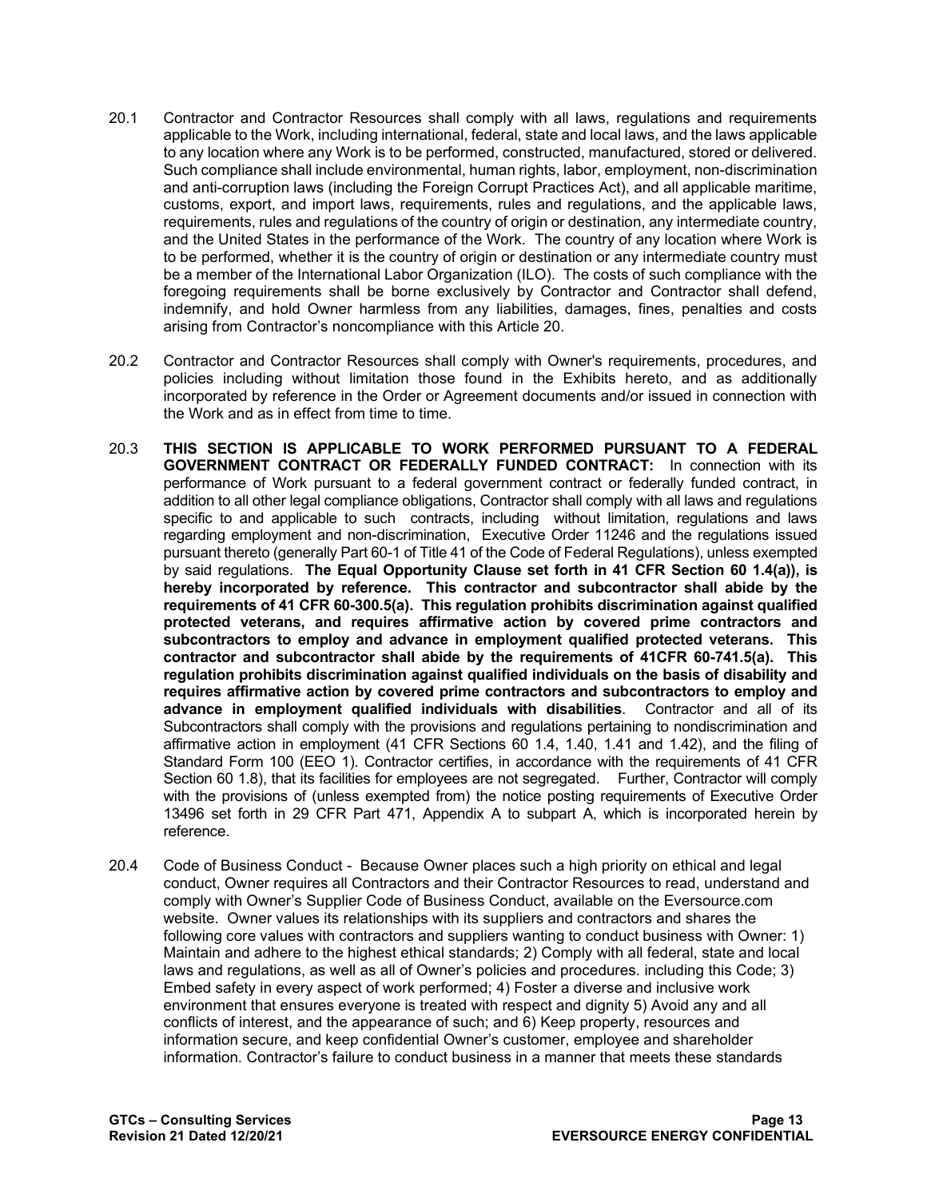20.1 Contractor and Contractor Resources shall comply with all laws, regulations and requirements applicable to the Work, including international, federal, state and local laws, and the laws applicable to any location where any Work is to be performed, constructed, manufactured, stored or delivered. Such compliance shall include environmental, human rights, labor, employment, non-discrimination and anti-corruption laws (including the Foreign Corrupt Practices Act), and all applicable maritime, customs, export, and import laws, requirements, rules and regulations, and the applicable laws, requirements, rules and regulations of the country of origin or destination, any intermediate country, and the United States in the performance of the Work. The country of any location where Work is to be performed, whether it is the country of origin or destination or any intermediate country must be a member of the International Labor Organization (ILO). The costs of such compliance with the foregoing requirements shall be borne exclusively by Contractor and Contractor shall defend, indemnify, and hold Owner harmless from any liabilities, damages, fines, penalties and costs arising from Contractor's noncompliance with this Article 20.

20.2 Contractor and Contractor Resources shall comply with Owner's requirements, procedures, and policies including without limitation those found in the Exhibits hereto, and as additionally incorporated by reference in the Order or Agreement documents and/or issued in connection with the Work and as in effect from time to time.

20.3 **THIS SECTION IS APPLICABLE TO WORK PERFORMED PURSUANT TO A FEDERAL GOVERNMENT CONTRACT OR FEDERALLY FUNDED CONTRACT:** In connection with its performance of Work pursuant to a federal government contract or federally funded contract, in addition to all other legal compliance obligations, Contractor shall comply with all laws and regulations specific to and applicable to such contracts, including without limitation, regulations and laws regarding employment and non-discrimination, Executive Order 11246 and the regulations issued pursuant thereto (generally Part 60-1 of Title 41 of the Code of Federal Regulations), unless exempted by said regulations. **The Equal Opportunity Clause set forth in 41 CFR Section 60 1.4(a)), is hereby incorporated by reference. This contractor and subcontractor shall abide by the requirements of 41 CFR 60-300.5(a). This regulation prohibits discrimination against qualified protected veterans, and requires affirmative action by covered prime contractors and subcontractors to employ and advance in employment qualified protected veterans. This contractor and subcontractor shall abide by the requirements of 41CFR 60-741.5(a). This regulation prohibits discrimination against qualified individuals on the basis of disability and requires affirmative action by covered prime contractors and subcontractors to employ and advance in employment qualified individuals with disabilities**. Contractor and all of its Subcontractors shall comply with the provisions and regulations pertaining to nondiscrimination and affirmative action in employment (41 CFR Sections 60 1.4, 1.40, 1.41 and 1.42), and the filing of Standard Form 100 (EEO 1). Contractor certifies, in accordance with the requirements of 41 CFR Section 60 1.8), that its facilities for employees are not segregated. Further, Contractor will comply with the provisions of (unless exempted from) the notice posting requirements of Executive Order 13496 set forth in 29 CFR Part 471, Appendix A to subpart A, which is incorporated herein by reference.

20.4 Code of Business Conduct - Because Owner places such a high priority on ethical and legal conduct, Owner requires all Contractors and their Contractor Resources to read, understand and comply with Owner's Supplier Code of Business Conduct, available on the Eversource.com website. Owner values its relationships with its suppliers and contractors and shares the following core values with contractors and suppliers wanting to conduct business with Owner: 1) Maintain and adhere to the highest ethical standards; 2) Comply with all federal, state and local laws and regulations, as well as all of Owner's policies and procedures. including this Code; 3) Embed safety in every aspect of work performed; 4) Foster a diverse and inclusive work environment that ensures everyone is treated with respect and dignity 5) Avoid any and all conflicts of interest, and the appearance of such; and 6) Keep property, resources and information secure, and keep confidential Owner's customer, employee and shareholder information. Contractor's failure to conduct business in a manner that meets these standards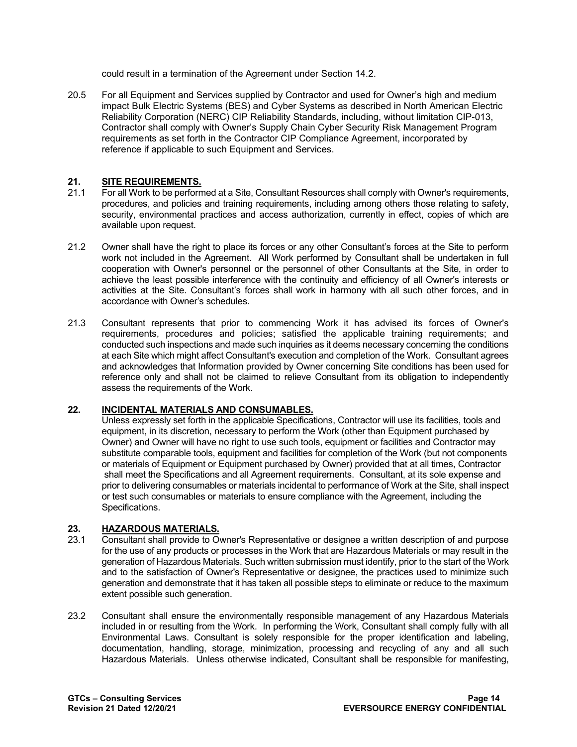could result in a termination of the Agreement under Section 14.2.

20.5 For all Equipment and Services supplied by Contractor and used for Owner's high and medium impact Bulk Electric Systems (BES) and Cyber Systems as described in North American Electric Reliability Corporation (NERC) CIP Reliability Standards, including, without limitation CIP-013, Contractor shall comply with Owner's Supply Chain Cyber Security Risk Management Program requirements as set forth in the Contractor CIP Compliance Agreement, incorporated by reference if applicable to such Equipment and Services.

## 21. SITE REQUIREMENTS.

21.1 For all Work to be performed at a Site, Consultant Resources shall comply with Owner's requirements, procedures, and policies and training requirements, including among others those relating to safety, security, environmental practices and access authorization, currently in effect, copies of which are available upon request.

21.2 Owner shall have the right to place its forces or any other Consultant's forces at the Site to perform work not included in the Agreement. All Work performed by Consultant shall be undertaken in full cooperation with Owner's personnel or the personnel of other Consultants at the Site, in order to achieve the least possible interference with the continuity and efficiency of all Owner's interests or activities at the Site. Consultant's forces shall work in harmony with all such other forces, and in accordance with Owner's schedules.

21.3 Consultant represents that prior to commencing Work it has advised its forces of Owner's requirements, procedures and policies; satisfied the applicable training requirements; and conducted such inspections and made such inquiries as it deems necessary concerning the conditions at each Site which might affect Consultant's execution and completion of the Work. Consultant agrees and acknowledges that Information provided by Owner concerning Site conditions has been used for reference only and shall not be claimed to relieve Consultant from its obligation to independently assess the requirements of the Work.

## 22. INCIDENTAL MATERIALS AND CONSUMABLES.

Unless expressly set forth in the applicable Specifications, Contractor will use its facilities, tools and equipment, in its discretion, necessary to perform the Work (other than Equipment purchased by Owner) and Owner will have no right to use such tools, equipment or facilities and Contractor may substitute comparable tools, equipment and facilities for completion of the Work (but not components or materials of Equipment or Equipment purchased by Owner) provided that at all times, Contractor shall meet the Specifications and all Agreement requirements. Consultant, at its sole expense and prior to delivering consumables or materials incidental to performance of Work at the Site, shall inspect or test such consumables or materials to ensure compliance with the Agreement, including the Specifications.

## 23. HAZARDOUS MATERIALS.

23.1 Consultant shall provide to Owner's Representative or designee a written description of and purpose for the use of any products or processes in the Work that are Hazardous Materials or may result in the generation of Hazardous Materials. Such written submission must identify, prior to the start of the Work and to the satisfaction of Owner's Representative or designee, the practices used to minimize such generation and demonstrate that it has taken all possible steps to eliminate or reduce to the maximum extent possible such generation.

23.2 Consultant shall ensure the environmentally responsible management of any Hazardous Materials included in or resulting from the Work. In performing the Work, Consultant shall comply fully with all Environmental Laws. Consultant is solely responsible for the proper identification and labeling, documentation, handling, storage, minimization, processing and recycling of any and all such Hazardous Materials. Unless otherwise indicated, Consultant shall be responsible for manifesting,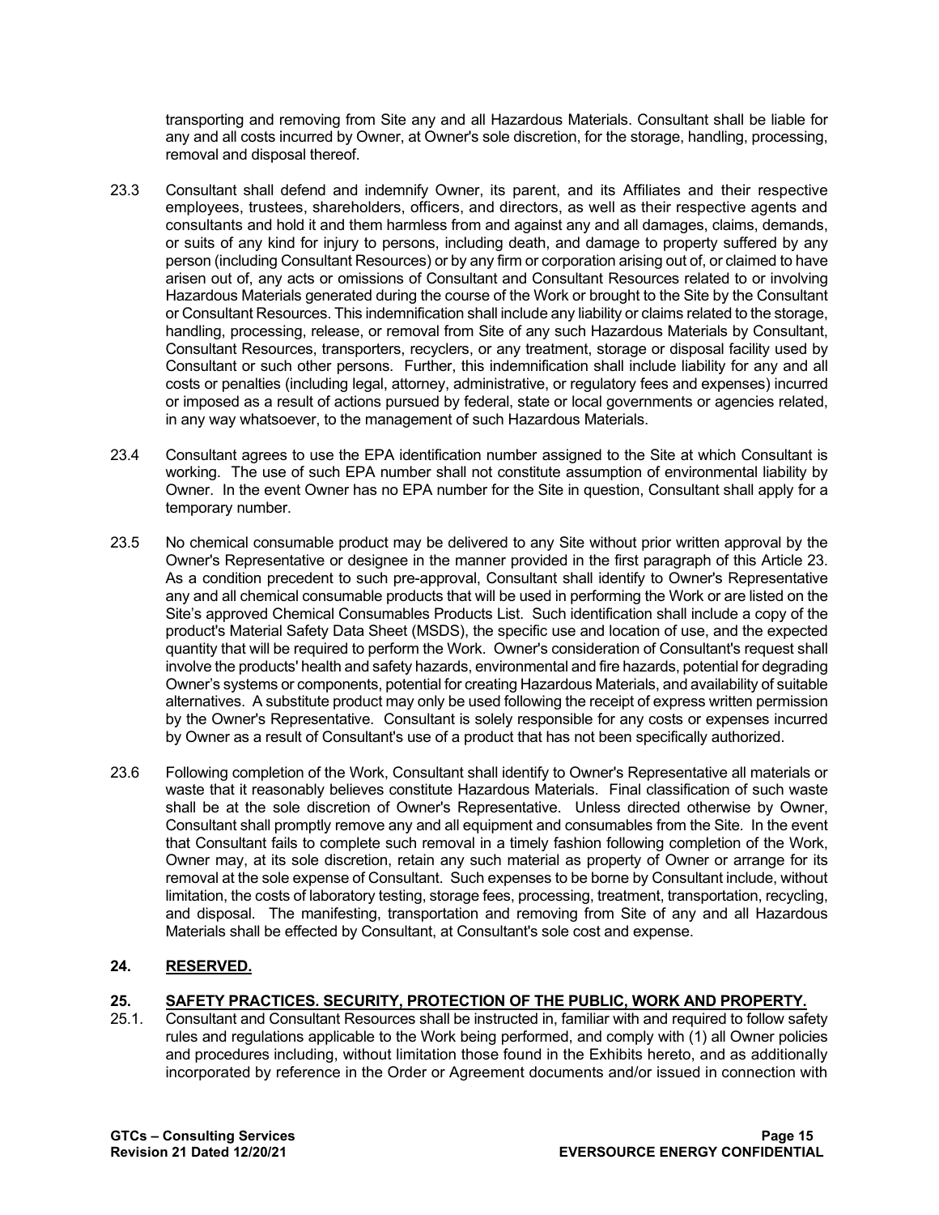transporting and removing from Site any and all Hazardous Materials. Consultant shall be liable for any and all costs incurred by Owner, at Owner's sole discretion, for the storage, handling, processing, removal and disposal thereof.

23.3 Consultant shall defend and indemnify Owner, its parent, and its Affiliates and their respective employees, trustees, shareholders, officers, and directors, as well as their respective agents and consultants and hold it and them harmless from and against any and all damages, claims, demands, or suits of any kind for injury to persons, including death, and damage to property suffered by any person (including Consultant Resources) or by any firm or corporation arising out of, or claimed to have arisen out of, any acts or omissions of Consultant and Consultant Resources related to or involving Hazardous Materials generated during the course of the Work or brought to the Site by the Consultant or Consultant Resources. This indemnification shall include any liability or claims related to the storage, handling, processing, release, or removal from Site of any such Hazardous Materials by Consultant, Consultant Resources, transporters, recyclers, or any treatment, storage or disposal facility used by Consultant or such other persons. Further, this indemnification shall include liability for any and all costs or penalties (including legal, attorney, administrative, or regulatory fees and expenses) incurred or imposed as a result of actions pursued by federal, state or local governments or agencies related, in any way whatsoever, to the management of such Hazardous Materials.

23.4 Consultant agrees to use the EPA identification number assigned to the Site at which Consultant is working. The use of such EPA number shall not constitute assumption of environmental liability by Owner. In the event Owner has no EPA number for the Site in question, Consultant shall apply for a temporary number.

23.5 No chemical consumable product may be delivered to any Site without prior written approval by the Owner's Representative or designee in the manner provided in the first paragraph of this Article 23. As a condition precedent to such pre-approval, Consultant shall identify to Owner's Representative any and all chemical consumable products that will be used in performing the Work or are listed on the Site's approved Chemical Consumables Products List. Such identification shall include a copy of the product's Material Safety Data Sheet (MSDS), the specific use and location of use, and the expected quantity that will be required to perform the Work. Owner's consideration of Consultant's request shall involve the products' health and safety hazards, environmental and fire hazards, potential for degrading Owner's systems or components, potential for creating Hazardous Materials, and availability of suitable alternatives. A substitute product may only be used following the receipt of express written permission by the Owner's Representative. Consultant is solely responsible for any costs or expenses incurred by Owner as a result of Consultant's use of a product that has not been specifically authorized.

23.6 Following completion of the Work, Consultant shall identify to Owner's Representative all materials or waste that it reasonably believes constitute Hazardous Materials. Final classification of such waste shall be at the sole discretion of Owner's Representative. Unless directed otherwise by Owner, Consultant shall promptly remove any and all equipment and consumables from the Site. In the event that Consultant fails to complete such removal in a timely fashion following completion of the Work, Owner may, at its sole discretion, retain any such material as property of Owner or arrange for its removal at the sole expense of Consultant. Such expenses to be borne by Consultant include, without limitation, the costs of laboratory testing, storage fees, processing, treatment, transportation, recycling, and disposal. The manifesting, transportation and removing from Site of any and all Hazardous Materials shall be effected by Consultant, at Consultant's sole cost and expense.

## 24. RESERVED.

## 25. SAFETY PRACTICES. SECURITY, PROTECTION OF THE PUBLIC, WORK AND PROPERTY.

25.1. Consultant and Consultant Resources shall be instructed in, familiar with and required to follow safety rules and regulations applicable to the Work being performed, and comply with (1) all Owner policies and procedures including, without limitation those found in the Exhibits hereto, and as additionally incorporated by reference in the Order or Agreement documents and/or issued in connection with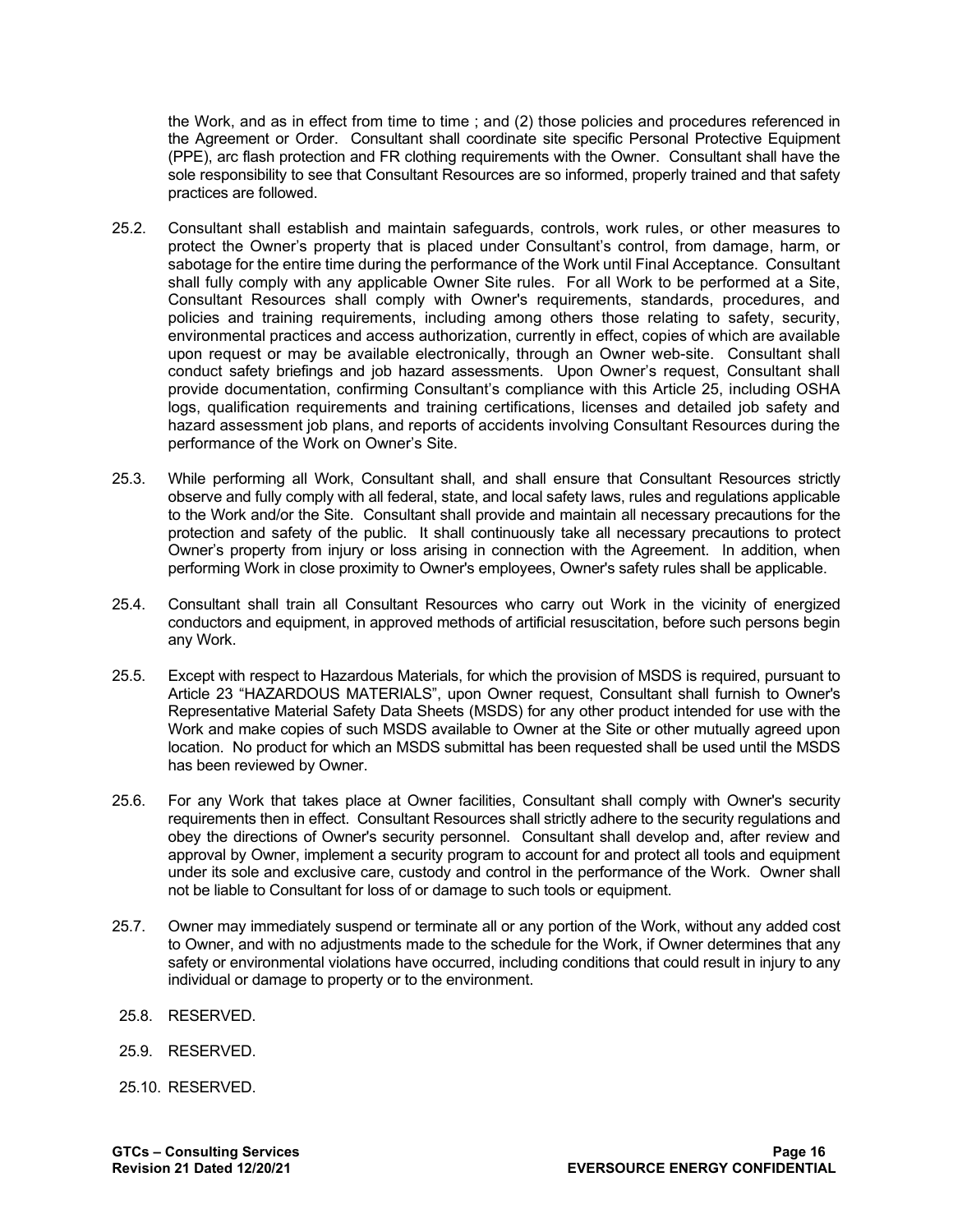the Work, and as in effect from time to time ; and (2) those policies and procedures referenced in the Agreement or Order. Consultant shall coordinate site specific Personal Protective Equipment (PPE), arc flash protection and FR clothing requirements with the Owner. Consultant shall have the sole responsibility to see that Consultant Resources are so informed, properly trained and that safety practices are followed.

25.2. Consultant shall establish and maintain safeguards, controls, work rules, or other measures to protect the Owner's property that is placed under Consultant's control, from damage, harm, or sabotage for the entire time during the performance of the Work until Final Acceptance. Consultant shall fully comply with any applicable Owner Site rules. For all Work to be performed at a Site, Consultant Resources shall comply with Owner's requirements, standards, procedures, and policies and training requirements, including among others those relating to safety, security, environmental practices and access authorization, currently in effect, copies of which are available upon request or may be available electronically, through an Owner web-site. Consultant shall conduct safety briefings and job hazard assessments. Upon Owner's request, Consultant shall provide documentation, confirming Consultant's compliance with this Article 25, including OSHA logs, qualification requirements and training certifications, licenses and detailed job safety and hazard assessment job plans, and reports of accidents involving Consultant Resources during the performance of the Work on Owner's Site.

25.3. While performing all Work, Consultant shall, and shall ensure that Consultant Resources strictly observe and fully comply with all federal, state, and local safety laws, rules and regulations applicable to the Work and/or the Site. Consultant shall provide and maintain all necessary precautions for the protection and safety of the public. It shall continuously take all necessary precautions to protect Owner's property from injury or loss arising in connection with the Agreement. In addition, when performing Work in close proximity to Owner's employees, Owner's safety rules shall be applicable.

25.4. Consultant shall train all Consultant Resources who carry out Work in the vicinity of energized conductors and equipment, in approved methods of artificial resuscitation, before such persons begin any Work.

25.5. Except with respect to Hazardous Materials, for which the provision of MSDS is required, pursuant to Article 23 "HAZARDOUS MATERIALS", upon Owner request, Consultant shall furnish to Owner's Representative Material Safety Data Sheets (MSDS) for any other product intended for use with the Work and make copies of such MSDS available to Owner at the Site or other mutually agreed upon location. No product for which an MSDS submittal has been requested shall be used until the MSDS has been reviewed by Owner.

25.6. For any Work that takes place at Owner facilities, Consultant shall comply with Owner's security requirements then in effect. Consultant Resources shall strictly adhere to the security regulations and obey the directions of Owner's security personnel. Consultant shall develop and, after review and approval by Owner, implement a security program to account for and protect all tools and equipment under its sole and exclusive care, custody and control in the performance of the Work. Owner shall not be liable to Consultant for loss of or damage to such tools or equipment.

25.7. Owner may immediately suspend or terminate all or any portion of the Work, without any added cost to Owner, and with no adjustments made to the schedule for the Work, if Owner determines that any safety or environmental violations have occurred, including conditions that could result in injury to any individual or damage to property or to the environment.

25.8. RESERVED.

25.9. RESERVED.

25.10. RESERVED.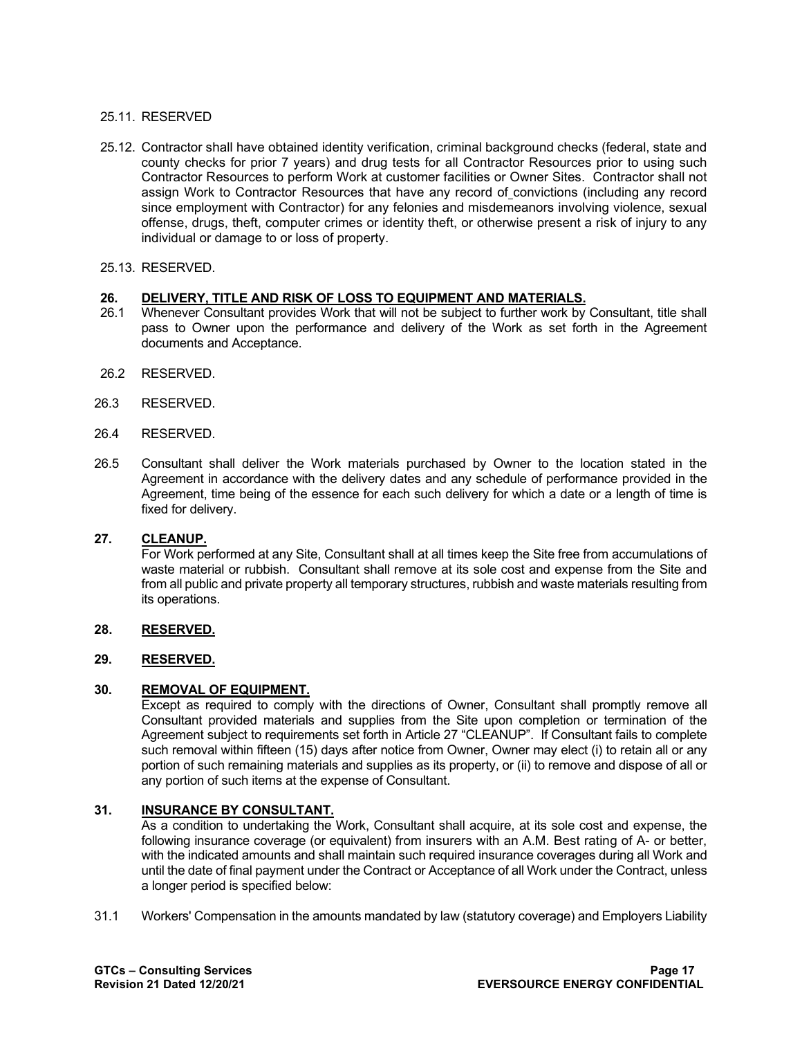25.11. RESERVED

25.12. Contractor shall have obtained identity verification, criminal background checks (federal, state and county checks for prior 7 years) and drug tests for all Contractor Resources prior to using such Contractor Resources to perform Work at customer facilities or Owner Sites. Contractor shall not assign Work to Contractor Resources that have any record of convictions (including any record since employment with Contractor) for any felonies and misdemeanors involving violence, sexual offense, drugs, theft, computer crimes or identity theft, or otherwise present a risk of injury to any individual or damage to or loss of property.

25.13. RESERVED.

## 26. DELIVERY, TITLE AND RISK OF LOSS TO EQUIPMENT AND MATERIALS.

26.1 Whenever Consultant provides Work that will not be subject to further work by Consultant, title shall pass to Owner upon the performance and delivery of the Work as set forth in the Agreement documents and Acceptance.

26.2 RESERVED.

26.3 RESERVED.

26.4 RESERVED.

26.5 Consultant shall deliver the Work materials purchased by Owner to the location stated in the Agreement in accordance with the delivery dates and any schedule of performance provided in the Agreement, time being of the essence for each such delivery for which a date or a length of time is fixed for delivery.

## 27. CLEANUP.

For Work performed at any Site, Consultant shall at all times keep the Site free from accumulations of waste material or rubbish. Consultant shall remove at its sole cost and expense from the Site and from all public and private property all temporary structures, rubbish and waste materials resulting from its operations.

## 28. RESERVED.

## 29. RESERVED.

## 30. REMOVAL OF EQUIPMENT.

Except as required to comply with the directions of Owner, Consultant shall promptly remove all Consultant provided materials and supplies from the Site upon completion or termination of the Agreement subject to requirements set forth in Article 27 "CLEANUP". If Consultant fails to complete such removal within fifteen (15) days after notice from Owner, Owner may elect (i) to retain all or any portion of such remaining materials and supplies as its property, or (ii) to remove and dispose of all or any portion of such items at the expense of Consultant.

## 31. INSURANCE BY CONSULTANT.

As a condition to undertaking the Work, Consultant shall acquire, at its sole cost and expense, the following insurance coverage (or equivalent) from insurers with an A.M. Best rating of A- or better, with the indicated amounts and shall maintain such required insurance coverages during all Work and until the date of final payment under the Contract or Acceptance of all Work under the Contract, unless a longer period is specified below:

31.1 Workers' Compensation in the amounts mandated by law (statutory coverage) and Employers Liability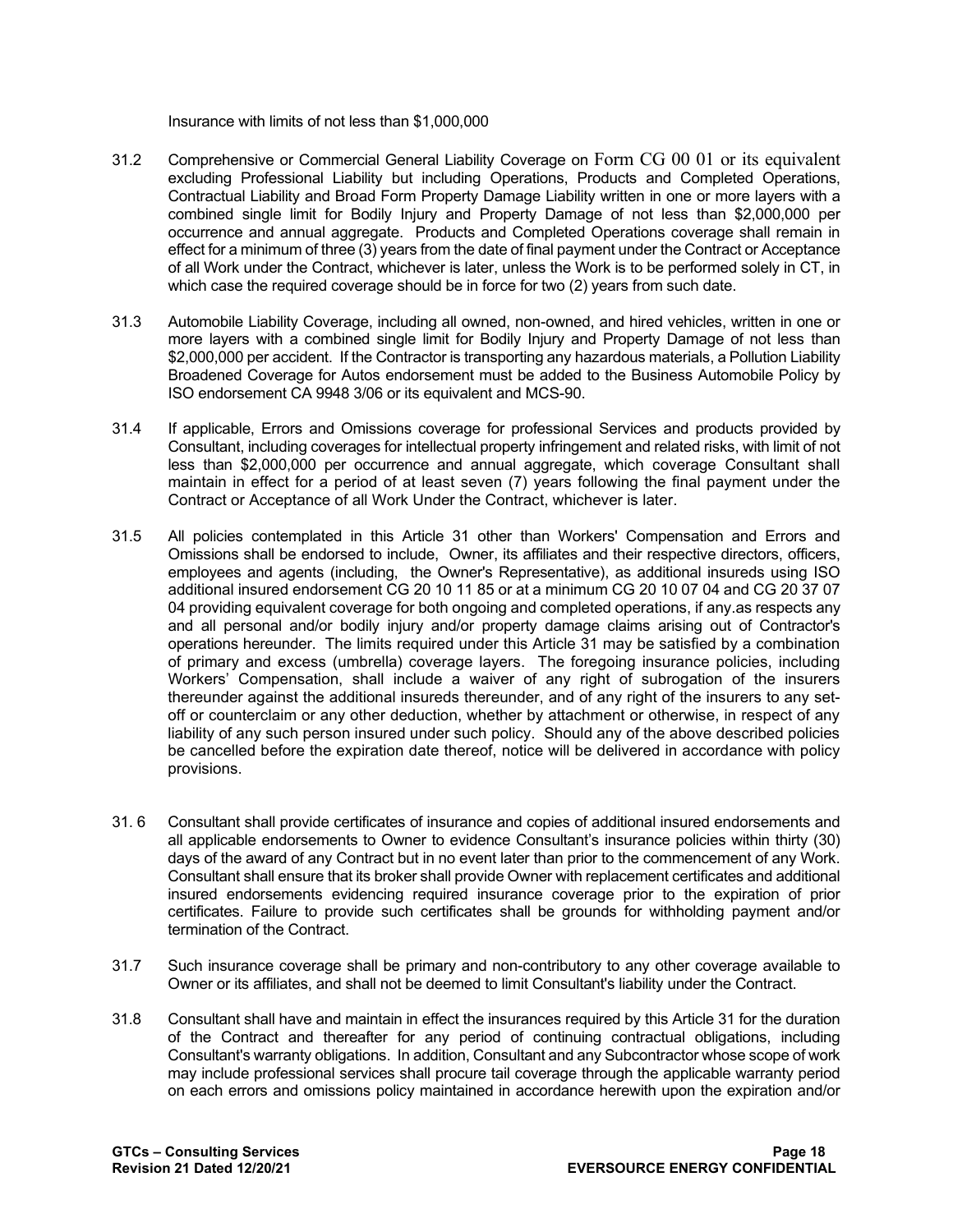Insurance with limits of not less than $1,000,000

31.2 Comprehensive or Commercial General Liability Coverage on Form CG 00 01 or its equivalent excluding Professional Liability but including Operations, Products and Completed Operations, Contractual Liability and Broad Form Property Damage Liability written in one or more layers with a combined single limit for Bodily Injury and Property Damage of not less than $2,000,000 per occurrence and annual aggregate. Products and Completed Operations coverage shall remain in effect for a minimum of three (3) years from the date of final payment under the Contract or Acceptance of all Work under the Contract, whichever is later, unless the Work is to be performed solely in CT, in which case the required coverage should be in force for two (2) years from such date.

31.3 Automobile Liability Coverage, including all owned, non-owned, and hired vehicles, written in one or more layers with a combined single limit for Bodily Injury and Property Damage of not less than $2,000,000 per accident. If the Contractor is transporting any hazardous materials, a Pollution Liability Broadened Coverage for Autos endorsement must be added to the Business Automobile Policy by ISO endorsement CA 9948 3/06 or its equivalent and MCS-90.

31.4 If applicable, Errors and Omissions coverage for professional Services and products provided by Consultant, including coverages for intellectual property infringement and related risks, with limit of not less than $2,000,000 per occurrence and annual aggregate, which coverage Consultant shall maintain in effect for a period of at least seven (7) years following the final payment under the Contract or Acceptance of all Work Under the Contract, whichever is later.

31.5 All policies contemplated in this Article 31 other than Workers' Compensation and Errors and Omissions shall be endorsed to include, Owner, its affiliates and their respective directors, officers, employees and agents (including, the Owner's Representative), as additional insureds using ISO additional insured endorsement CG 20 10 11 85 or at a minimum CG 20 10 07 04 and CG 20 37 07 04 providing equivalent coverage for both ongoing and completed operations, if any.as respects any and all personal and/or bodily injury and/or property damage claims arising out of Contractor's operations hereunder. The limits required under this Article 31 may be satisfied by a combination of primary and excess (umbrella) coverage layers. The foregoing insurance policies, including Workers' Compensation, shall include a waiver of any right of subrogation of the insurers thereunder against the additional insureds thereunder, and of any right of the insurers to any set-off or counterclaim or any other deduction, whether by attachment or otherwise, in respect of any liability of any such person insured under such policy. Should any of the above described policies be cancelled before the expiration date thereof, notice will be delivered in accordance with policy provisions.

31. 6 Consultant shall provide certificates of insurance and copies of additional insured endorsements and all applicable endorsements to Owner to evidence Consultant's insurance policies within thirty (30) days of the award of any Contract but in no event later than prior to the commencement of any Work. Consultant shall ensure that its broker shall provide Owner with replacement certificates and additional insured endorsements evidencing required insurance coverage prior to the expiration of prior certificates. Failure to provide such certificates shall be grounds for withholding payment and/or termination of the Contract.

31.7 Such insurance coverage shall be primary and non-contributory to any other coverage available to Owner or its affiliates, and shall not be deemed to limit Consultant's liability under the Contract.

31.8 Consultant shall have and maintain in effect the insurances required by this Article 31 for the duration of the Contract and thereafter for any period of continuing contractual obligations, including Consultant's warranty obligations. In addition, Consultant and any Subcontractor whose scope of work may include professional services shall procure tail coverage through the applicable warranty period on each errors and omissions policy maintained in accordance herewith upon the expiration and/or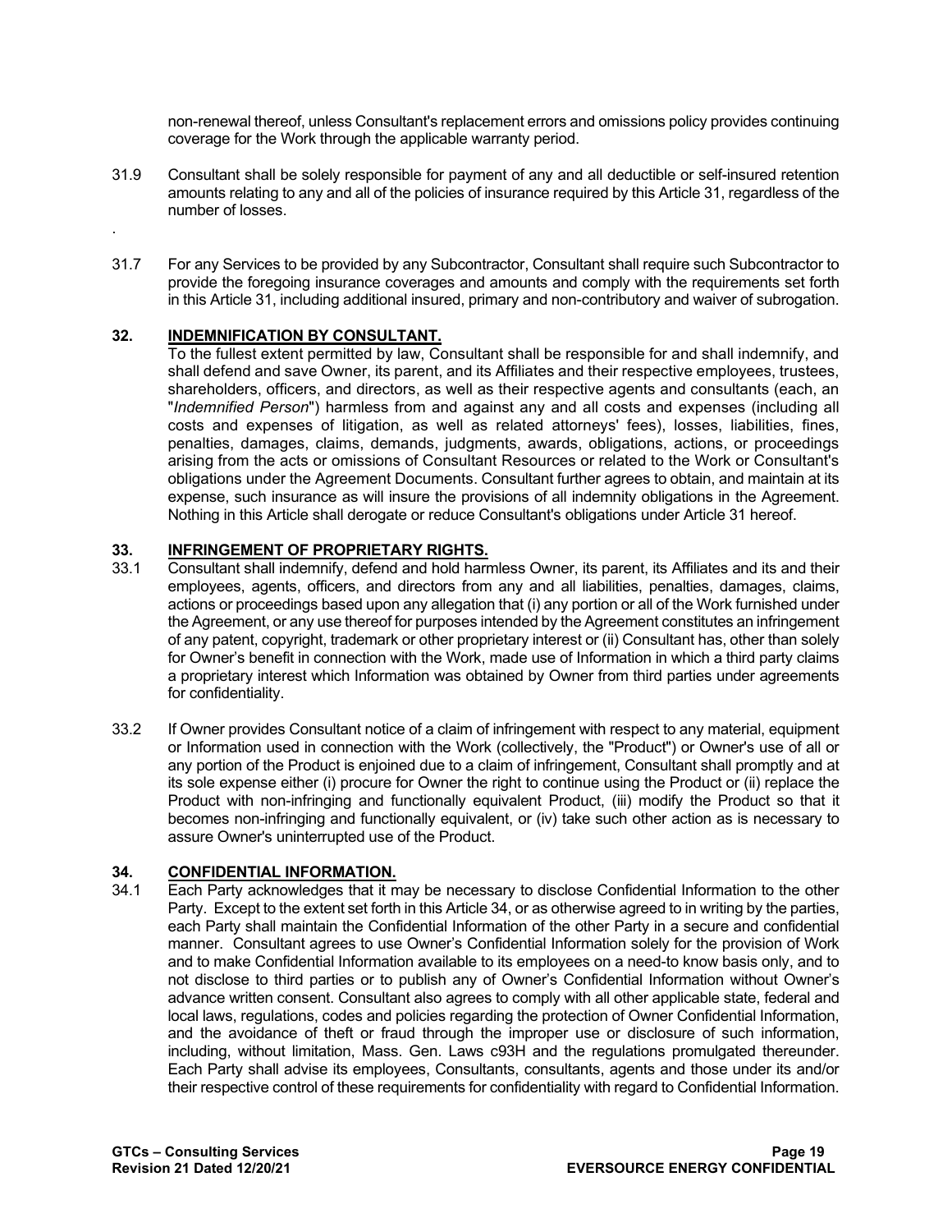non-renewal thereof, unless Consultant's replacement errors and omissions policy provides continuing coverage for the Work through the applicable warranty period.

31.9 Consultant shall be solely responsible for payment of any and all deductible or self-insured retention amounts relating to any and all of the policies of insurance required by this Article 31, regardless of the number of losses.

.

31.7 For any Services to be provided by any Subcontractor, Consultant shall require such Subcontractor to provide the foregoing insurance coverages and amounts and comply with the requirements set forth in this Article 31, including additional insured, primary and non-contributory and waiver of subrogation.

## 32. INDEMNIFICATION BY CONSULTANT.

To the fullest extent permitted by law, Consultant shall be responsible for and shall indemnify, and shall defend and save Owner, its parent, and its Affiliates and their respective employees, trustees, shareholders, officers, and directors, as well as their respective agents and consultants (each, an "*Indemnified Person*") harmless from and against any and all costs and expenses (including all costs and expenses of litigation, as well as related attorneys' fees), losses, liabilities, fines, penalties, damages, claims, demands, judgments, awards, obligations, actions, or proceedings arising from the acts or omissions of Consultant Resources or related to the Work or Consultant's obligations under the Agreement Documents. Consultant further agrees to obtain, and maintain at its expense, such insurance as will insure the provisions of all indemnity obligations in the Agreement. Nothing in this Article shall derogate or reduce Consultant's obligations under Article 31 hereof.

## 33. INFRINGEMENT OF PROPRIETARY RIGHTS.

33.1 Consultant shall indemnify, defend and hold harmless Owner, its parent, its Affiliates and its and their employees, agents, officers, and directors from any and all liabilities, penalties, damages, claims, actions or proceedings based upon any allegation that (i) any portion or all of the Work furnished under the Agreement, or any use thereof for purposes intended by the Agreement constitutes an infringement of any patent, copyright, trademark or other proprietary interest or (ii) Consultant has, other than solely for Owner's benefit in connection with the Work, made use of Information in which a third party claims a proprietary interest which Information was obtained by Owner from third parties under agreements for confidentiality.

33.2 If Owner provides Consultant notice of a claim of infringement with respect to any material, equipment or Information used in connection with the Work (collectively, the "Product") or Owner's use of all or any portion of the Product is enjoined due to a claim of infringement, Consultant shall promptly and at its sole expense either (i) procure for Owner the right to continue using the Product or (ii) replace the Product with non-infringing and functionally equivalent Product, (iii) modify the Product so that it becomes non-infringing and functionally equivalent, or (iv) take such other action as is necessary to assure Owner's uninterrupted use of the Product.

## 34. CONFIDENTIAL INFORMATION.

34.1 Each Party acknowledges that it may be necessary to disclose Confidential Information to the other Party. Except to the extent set forth in this Article 34, or as otherwise agreed to in writing by the parties, each Party shall maintain the Confidential Information of the other Party in a secure and confidential manner. Consultant agrees to use Owner's Confidential Information solely for the provision of Work and to make Confidential Information available to its employees on a need-to know basis only, and to not disclose to third parties or to publish any of Owner's Confidential Information without Owner's advance written consent. Consultant also agrees to comply with all other applicable state, federal and local laws, regulations, codes and policies regarding the protection of Owner Confidential Information, and the avoidance of theft or fraud through the improper use or disclosure of such information, including, without limitation, Mass. Gen. Laws c93H and the regulations promulgated thereunder. Each Party shall advise its employees, Consultants, consultants, agents and those under its and/or their respective control of these requirements for confidentiality with regard to Confidential Information.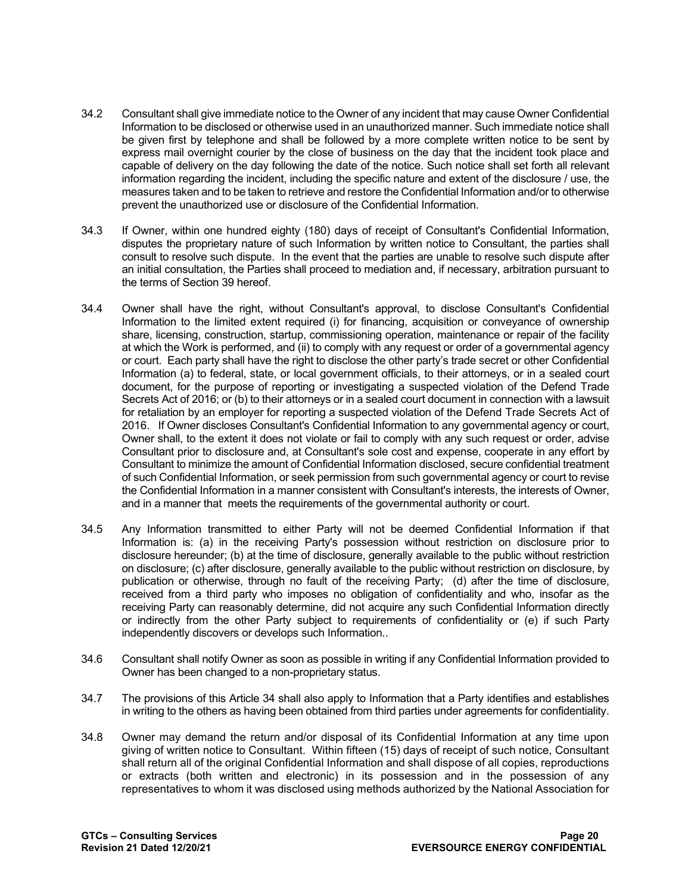34.2 Consultant shall give immediate notice to the Owner of any incident that may cause Owner Confidential Information to be disclosed or otherwise used in an unauthorized manner. Such immediate notice shall be given first by telephone and shall be followed by a more complete written notice to be sent by express mail overnight courier by the close of business on the day that the incident took place and capable of delivery on the day following the date of the notice. Such notice shall set forth all relevant information regarding the incident, including the specific nature and extent of the disclosure / use, the measures taken and to be taken to retrieve and restore the Confidential Information and/or to otherwise prevent the unauthorized use or disclosure of the Confidential Information.

34.3 If Owner, within one hundred eighty (180) days of receipt of Consultant's Confidential Information, disputes the proprietary nature of such Information by written notice to Consultant, the parties shall consult to resolve such dispute. In the event that the parties are unable to resolve such dispute after an initial consultation, the Parties shall proceed to mediation and, if necessary, arbitration pursuant to the terms of Section 39 hereof.

34.4 Owner shall have the right, without Consultant's approval, to disclose Consultant's Confidential Information to the limited extent required (i) for financing, acquisition or conveyance of ownership share, licensing, construction, startup, commissioning operation, maintenance or repair of the facility at which the Work is performed, and (ii) to comply with any request or order of a governmental agency or court. Each party shall have the right to disclose the other party's trade secret or other Confidential Information (a) to federal, state, or local government officials, to their attorneys, or in a sealed court document, for the purpose of reporting or investigating a suspected violation of the Defend Trade Secrets Act of 2016; or (b) to their attorneys or in a sealed court document in connection with a lawsuit for retaliation by an employer for reporting a suspected violation of the Defend Trade Secrets Act of 2016. If Owner discloses Consultant's Confidential Information to any governmental agency or court, Owner shall, to the extent it does not violate or fail to comply with any such request or order, advise Consultant prior to disclosure and, at Consultant's sole cost and expense, cooperate in any effort by Consultant to minimize the amount of Confidential Information disclosed, secure confidential treatment of such Confidential Information, or seek permission from such governmental agency or court to revise the Confidential Information in a manner consistent with Consultant's interests, the interests of Owner, and in a manner that meets the requirements of the governmental authority or court.

34.5 Any Information transmitted to either Party will not be deemed Confidential Information if that Information is: (a) in the receiving Party's possession without restriction on disclosure prior to disclosure hereunder; (b) at the time of disclosure, generally available to the public without restriction on disclosure; (c) after disclosure, generally available to the public without restriction on disclosure, by publication or otherwise, through no fault of the receiving Party; (d) after the time of disclosure, received from a third party who imposes no obligation of confidentiality and who, insofar as the receiving Party can reasonably determine, did not acquire any such Confidential Information directly or indirectly from the other Party subject to requirements of confidentiality or (e) if such Party independently discovers or develops such Information..

34.6 Consultant shall notify Owner as soon as possible in writing if any Confidential Information provided to Owner has been changed to a non-proprietary status.

34.7 The provisions of this Article 34 shall also apply to Information that a Party identifies and establishes in writing to the others as having been obtained from third parties under agreements for confidentiality.

34.8 Owner may demand the return and/or disposal of its Confidential Information at any time upon giving of written notice to Consultant. Within fifteen (15) days of receipt of such notice, Consultant shall return all of the original Confidential Information and shall dispose of all copies, reproductions or extracts (both written and electronic) in its possession and in the possession of any representatives to whom it was disclosed using methods authorized by the National Association for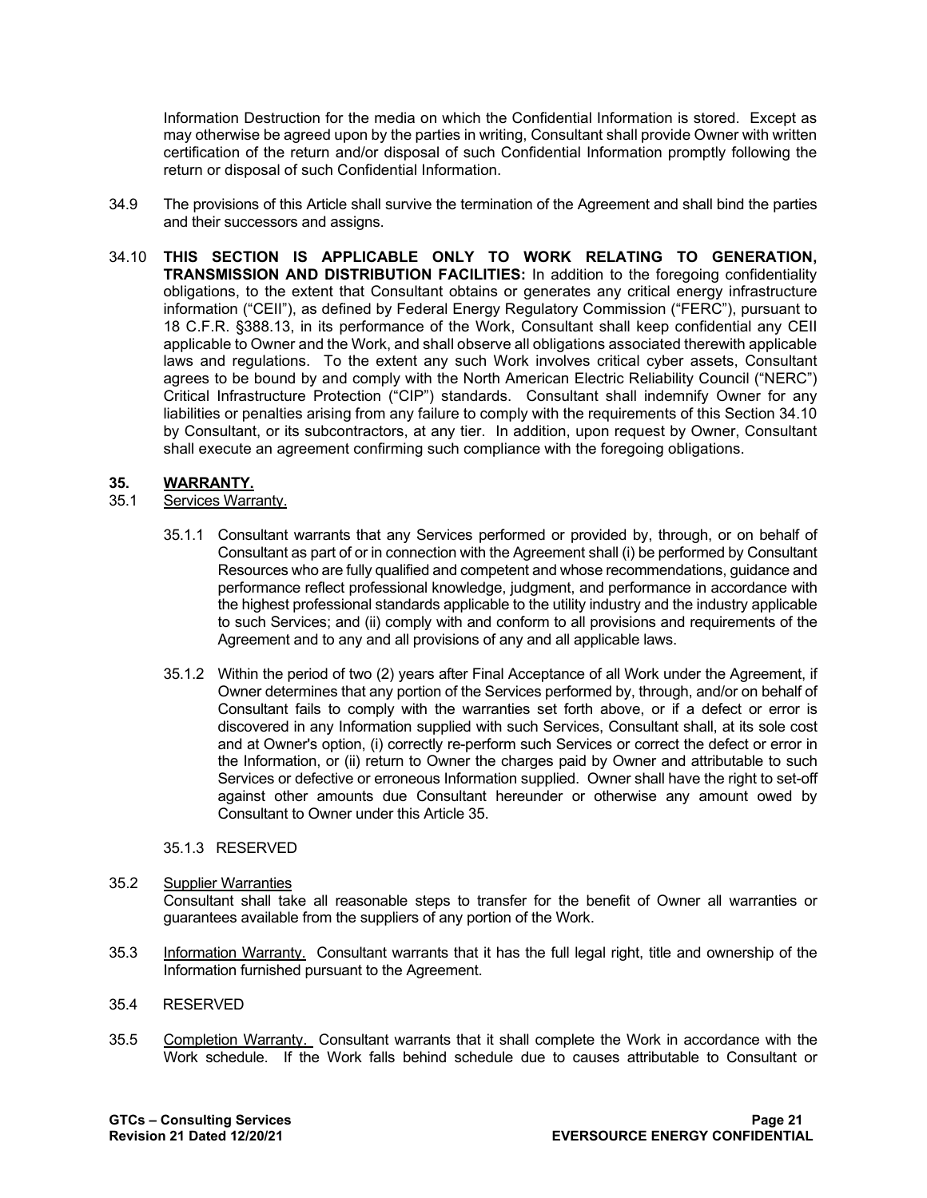Information Destruction for the media on which the Confidential Information is stored. Except as may otherwise be agreed upon by the parties in writing, Consultant shall provide Owner with written certification of the return and/or disposal of such Confidential Information promptly following the return or disposal of such Confidential Information.

34.9 The provisions of this Article shall survive the termination of the Agreement and shall bind the parties and their successors and assigns.

34.10 **THIS SECTION IS APPLICABLE ONLY TO WORK RELATING TO GENERATION, TRANSMISSION AND DISTRIBUTION FACILITIES:** In addition to the foregoing confidentiality obligations, to the extent that Consultant obtains or generates any critical energy infrastructure information ("CEII"), as defined by Federal Energy Regulatory Commission ("FERC"), pursuant to 18 C.F.R. §388.13, in its performance of the Work, Consultant shall keep confidential any CEII applicable to Owner and the Work, and shall observe all obligations associated therewith applicable laws and regulations. To the extent any such Work involves critical cyber assets, Consultant agrees to be bound by and comply with the North American Electric Reliability Council ("NERC") Critical Infrastructure Protection ("CIP") standards. Consultant shall indemnify Owner for any liabilities or penalties arising from any failure to comply with the requirements of this Section 34.10 by Consultant, or its subcontractors, at any tier. In addition, upon request by Owner, Consultant shall execute an agreement confirming such compliance with the foregoing obligations.

## 35. WARRANTY.

35.1 Services Warranty.

35.1.1 Consultant warrants that any Services performed or provided by, through, or on behalf of Consultant as part of or in connection with the Agreement shall (i) be performed by Consultant Resources who are fully qualified and competent and whose recommendations, guidance and performance reflect professional knowledge, judgment, and performance in accordance with the highest professional standards applicable to the utility industry and the industry applicable to such Services; and (ii) comply with and conform to all provisions and requirements of the Agreement and to any and all provisions of any and all applicable laws.

35.1.2 Within the period of two (2) years after Final Acceptance of all Work under the Agreement, if Owner determines that any portion of the Services performed by, through, and/or on behalf of Consultant fails to comply with the warranties set forth above, or if a defect or error is discovered in any Information supplied with such Services, Consultant shall, at its sole cost and at Owner's option, (i) correctly re-perform such Services or correct the defect or error in the Information, or (ii) return to Owner the charges paid by Owner and attributable to such Services or defective or erroneous Information supplied. Owner shall have the right to set-off against other amounts due Consultant hereunder or otherwise any amount owed by Consultant to Owner under this Article 35.

35.1.3 RESERVED

35.2 Supplier Warranties
Consultant shall take all reasonable steps to transfer for the benefit of Owner all warranties or guarantees available from the suppliers of any portion of the Work.

35.3 Information Warranty. Consultant warrants that it has the full legal right, title and ownership of the Information furnished pursuant to the Agreement.

35.4 RESERVED

35.5 Completion Warranty. Consultant warrants that it shall complete the Work in accordance with the Work schedule. If the Work falls behind schedule due to causes attributable to Consultant or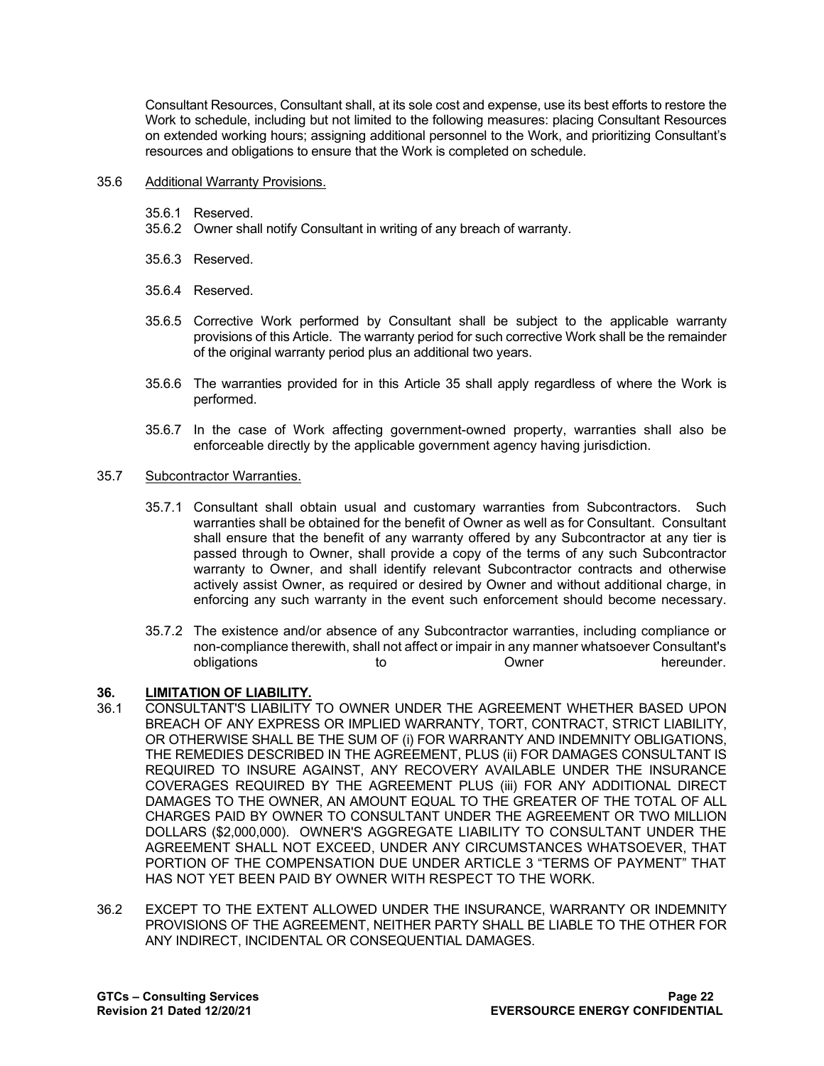Consultant Resources, Consultant shall, at its sole cost and expense, use its best efforts to restore the Work to schedule, including but not limited to the following measures: placing Consultant Resources on extended working hours; assigning additional personnel to the Work, and prioritizing Consultant's resources and obligations to ensure that the Work is completed on schedule.

35.6 Additional Warranty Provisions.

35.6.1 Reserved.

35.6.2 Owner shall notify Consultant in writing of any breach of warranty.

35.6.3 Reserved.

35.6.4 Reserved.

35.6.5 Corrective Work performed by Consultant shall be subject to the applicable warranty provisions of this Article. The warranty period for such corrective Work shall be the remainder of the original warranty period plus an additional two years.

35.6.6 The warranties provided for in this Article 35 shall apply regardless of where the Work is performed.

35.6.7 In the case of Work affecting government-owned property, warranties shall also be enforceable directly by the applicable government agency having jurisdiction.

35.7 Subcontractor Warranties.

35.7.1 Consultant shall obtain usual and customary warranties from Subcontractors. Such warranties shall be obtained for the benefit of Owner as well as for Consultant. Consultant shall ensure that the benefit of any warranty offered by any Subcontractor at any tier is passed through to Owner, shall provide a copy of the terms of any such Subcontractor warranty to Owner, and shall identify relevant Subcontractor contracts and otherwise actively assist Owner, as required or desired by Owner and without additional charge, in enforcing any such warranty in the event such enforcement should become necessary.

35.7.2 The existence and/or absence of any Subcontractor warranties, including compliance or non-compliance therewith, shall not affect or impair in any manner whatsoever Consultant's obligations to Owner hereunder.

## 36. LIMITATION OF LIABILITY.

36.1 CONSULTANT'S LIABILITY TO OWNER UNDER THE AGREEMENT WHETHER BASED UPON BREACH OF ANY EXPRESS OR IMPLIED WARRANTY, TORT, CONTRACT, STRICT LIABILITY, OR OTHERWISE SHALL BE THE SUM OF (i) FOR WARRANTY AND INDEMNITY OBLIGATIONS, THE REMEDIES DESCRIBED IN THE AGREEMENT, PLUS (ii) FOR DAMAGES CONSULTANT IS REQUIRED TO INSURE AGAINST, ANY RECOVERY AVAILABLE UNDER THE INSURANCE COVERAGES REQUIRED BY THE AGREEMENT PLUS (iii) FOR ANY ADDITIONAL DIRECT DAMAGES TO THE OWNER, AN AMOUNT EQUAL TO THE GREATER OF THE TOTAL OF ALL CHARGES PAID BY OWNER TO CONSULTANT UNDER THE AGREEMENT OR TWO MILLION DOLLARS ($2,000,000). OWNER'S AGGREGATE LIABILITY TO CONSULTANT UNDER THE AGREEMENT SHALL NOT EXCEED, UNDER ANY CIRCUMSTANCES WHATSOEVER, THAT PORTION OF THE COMPENSATION DUE UNDER ARTICLE 3 "TERMS OF PAYMENT" THAT HAS NOT YET BEEN PAID BY OWNER WITH RESPECT TO THE WORK.

36.2 EXCEPT TO THE EXTENT ALLOWED UNDER THE INSURANCE, WARRANTY OR INDEMNITY PROVISIONS OF THE AGREEMENT, NEITHER PARTY SHALL BE LIABLE TO THE OTHER FOR ANY INDIRECT, INCIDENTAL OR CONSEQUENTIAL DAMAGES.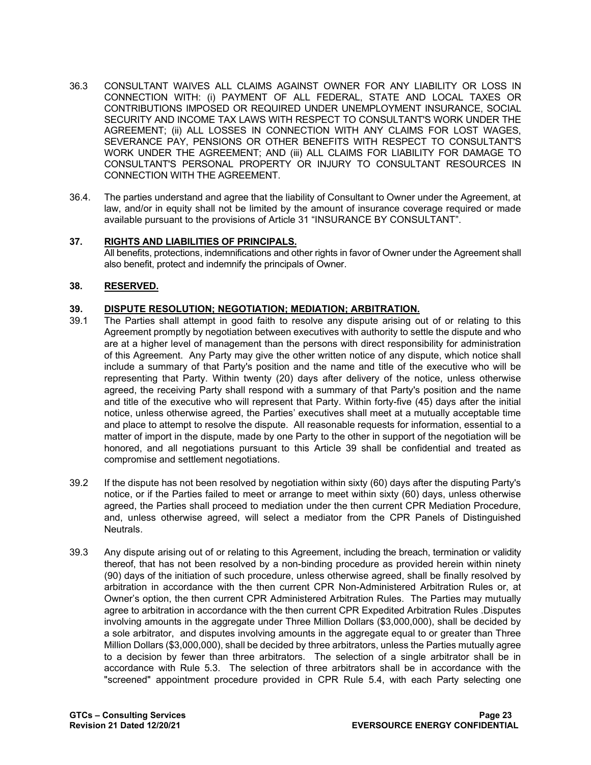36.3 CONSULTANT WAIVES ALL CLAIMS AGAINST OWNER FOR ANY LIABILITY OR LOSS IN CONNECTION WITH: (i) PAYMENT OF ALL FEDERAL, STATE AND LOCAL TAXES OR CONTRIBUTIONS IMPOSED OR REQUIRED UNDER UNEMPLOYMENT INSURANCE, SOCIAL SECURITY AND INCOME TAX LAWS WITH RESPECT TO CONSULTANT'S WORK UNDER THE AGREEMENT; (ii) ALL LOSSES IN CONNECTION WITH ANY CLAIMS FOR LOST WAGES, SEVERANCE PAY, PENSIONS OR OTHER BENEFITS WITH RESPECT TO CONSULTANT'S WORK UNDER THE AGREEMENT; AND (iii) ALL CLAIMS FOR LIABILITY FOR DAMAGE TO CONSULTANT'S PERSONAL PROPERTY OR INJURY TO CONSULTANT RESOURCES IN CONNECTION WITH THE AGREEMENT.

36.4. The parties understand and agree that the liability of Consultant to Owner under the Agreement, at law, and/or in equity shall not be limited by the amount of insurance coverage required or made available pursuant to the provisions of Article 31 "INSURANCE BY CONSULTANT".

## 37. RIGHTS AND LIABILITIES OF PRINCIPALS.

All benefits, protections, indemnifications and other rights in favor of Owner under the Agreement shall also benefit, protect and indemnify the principals of Owner.

## 38. RESERVED.

## 39. DISPUTE RESOLUTION; NEGOTIATION; MEDIATION; ARBITRATION.

39.1 The Parties shall attempt in good faith to resolve any dispute arising out of or relating to this Agreement promptly by negotiation between executives with authority to settle the dispute and who are at a higher level of management than the persons with direct responsibility for administration of this Agreement. Any Party may give the other written notice of any dispute, which notice shall include a summary of that Party's position and the name and title of the executive who will be representing that Party. Within twenty (20) days after delivery of the notice, unless otherwise agreed, the receiving Party shall respond with a summary of that Party's position and the name and title of the executive who will represent that Party. Within forty-five (45) days after the initial notice, unless otherwise agreed, the Parties' executives shall meet at a mutually acceptable time and place to attempt to resolve the dispute. All reasonable requests for information, essential to a matter of import in the dispute, made by one Party to the other in support of the negotiation will be honored, and all negotiations pursuant to this Article 39 shall be confidential and treated as compromise and settlement negotiations.

39.2 If the dispute has not been resolved by negotiation within sixty (60) days after the disputing Party's notice, or if the Parties failed to meet or arrange to meet within sixty (60) days, unless otherwise agreed, the Parties shall proceed to mediation under the then current CPR Mediation Procedure, and, unless otherwise agreed, will select a mediator from the CPR Panels of Distinguished Neutrals.

39.3 Any dispute arising out of or relating to this Agreement, including the breach, termination or validity thereof, that has not been resolved by a non-binding procedure as provided herein within ninety (90) days of the initiation of such procedure, unless otherwise agreed, shall be finally resolved by arbitration in accordance with the then current CPR Non-Administered Arbitration Rules or, at Owner's option, the then current CPR Administered Arbitration Rules. The Parties may mutually agree to arbitration in accordance with the then current CPR Expedited Arbitration Rules .Disputes involving amounts in the aggregate under Three Million Dollars ($3,000,000), shall be decided by a sole arbitrator, and disputes involving amounts in the aggregate equal to or greater than Three Million Dollars ($3,000,000), shall be decided by three arbitrators, unless the Parties mutually agree to a decision by fewer than three arbitrators. The selection of a single arbitrator shall be in accordance with Rule 5.3. The selection of three arbitrators shall be in accordance with the "screened" appointment procedure provided in CPR Rule 5.4, with each Party selecting one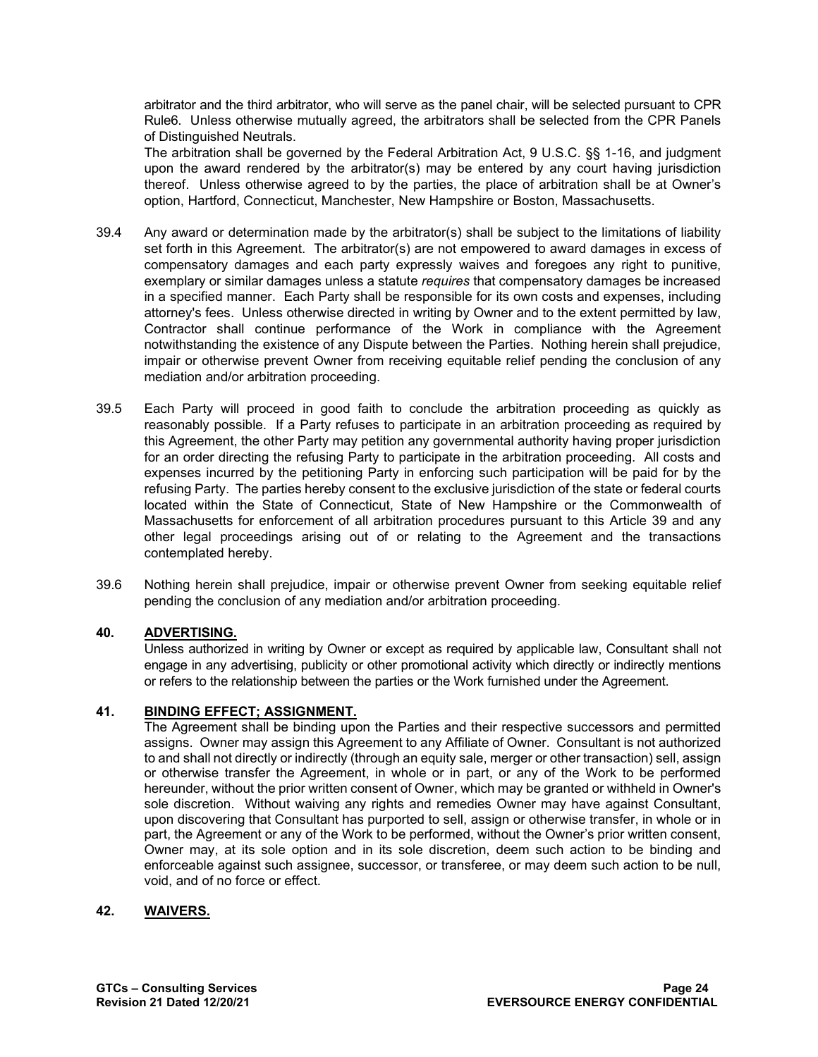arbitrator and the third arbitrator, who will serve as the panel chair, will be selected pursuant to CPR Rule6. Unless otherwise mutually agreed, the arbitrators shall be selected from the CPR Panels of Distinguished Neutrals.

The arbitration shall be governed by the Federal Arbitration Act, 9 U.S.C. §§ 1-16, and judgment upon the award rendered by the arbitrator(s) may be entered by any court having jurisdiction thereof. Unless otherwise agreed to by the parties, the place of arbitration shall be at Owner's option, Hartford, Connecticut, Manchester, New Hampshire or Boston, Massachusetts.

39.4 Any award or determination made by the arbitrator(s) shall be subject to the limitations of liability set forth in this Agreement. The arbitrator(s) are not empowered to award damages in excess of compensatory damages and each party expressly waives and foregoes any right to punitive, exemplary or similar damages unless a statute *requires* that compensatory damages be increased in a specified manner. Each Party shall be responsible for its own costs and expenses, including attorney's fees. Unless otherwise directed in writing by Owner and to the extent permitted by law, Contractor shall continue performance of the Work in compliance with the Agreement notwithstanding the existence of any Dispute between the Parties. Nothing herein shall prejudice, impair or otherwise prevent Owner from receiving equitable relief pending the conclusion of any mediation and/or arbitration proceeding.

39.5 Each Party will proceed in good faith to conclude the arbitration proceeding as quickly as reasonably possible. If a Party refuses to participate in an arbitration proceeding as required by this Agreement, the other Party may petition any governmental authority having proper jurisdiction for an order directing the refusing Party to participate in the arbitration proceeding. All costs and expenses incurred by the petitioning Party in enforcing such participation will be paid for by the refusing Party. The parties hereby consent to the exclusive jurisdiction of the state or federal courts located within the State of Connecticut, State of New Hampshire or the Commonwealth of Massachusetts for enforcement of all arbitration procedures pursuant to this Article 39 and any other legal proceedings arising out of or relating to the Agreement and the transactions contemplated hereby.

39.6 Nothing herein shall prejudice, impair or otherwise prevent Owner from seeking equitable relief pending the conclusion of any mediation and/or arbitration proceeding.

## 40. ADVERTISING.

Unless authorized in writing by Owner or except as required by applicable law, Consultant shall not engage in any advertising, publicity or other promotional activity which directly or indirectly mentions or refers to the relationship between the parties or the Work furnished under the Agreement.

## 41. BINDING EFFECT; ASSIGNMENT.

The Agreement shall be binding upon the Parties and their respective successors and permitted assigns. Owner may assign this Agreement to any Affiliate of Owner. Consultant is not authorized to and shall not directly or indirectly (through an equity sale, merger or other transaction) sell, assign or otherwise transfer the Agreement, in whole or in part, or any of the Work to be performed hereunder, without the prior written consent of Owner, which may be granted or withheld in Owner's sole discretion. Without waiving any rights and remedies Owner may have against Consultant, upon discovering that Consultant has purported to sell, assign or otherwise transfer, in whole or in part, the Agreement or any of the Work to be performed, without the Owner's prior written consent, Owner may, at its sole option and in its sole discretion, deem such action to be binding and enforceable against such assignee, successor, or transferee, or may deem such action to be null, void, and of no force or effect.

## 42. WAIVERS.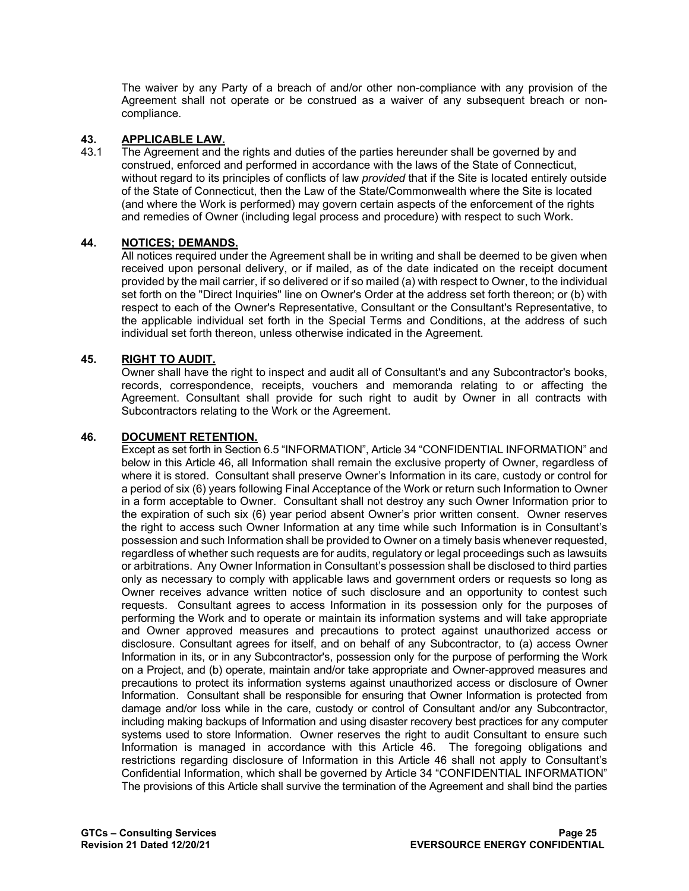The waiver by any Party of a breach of and/or other non-compliance with any provision of the Agreement shall not operate or be construed as a waiver of any subsequent breach or non-compliance.

## 43. APPLICABLE LAW.

43.1 The Agreement and the rights and duties of the parties hereunder shall be governed by and construed, enforced and performed in accordance with the laws of the State of Connecticut, without regard to its principles of conflicts of law *provided* that if the Site is located entirely outside of the State of Connecticut, then the Law of the State/Commonwealth where the Site is located (and where the Work is performed) may govern certain aspects of the enforcement of the rights and remedies of Owner (including legal process and procedure) with respect to such Work.

## 44. NOTICES; DEMANDS.

All notices required under the Agreement shall be in writing and shall be deemed to be given when received upon personal delivery, or if mailed, as of the date indicated on the receipt document provided by the mail carrier, if so delivered or if so mailed (a) with respect to Owner, to the individual set forth on the "Direct Inquiries" line on Owner's Order at the address set forth thereon; or (b) with respect to each of the Owner's Representative, Consultant or the Consultant's Representative, to the applicable individual set forth in the Special Terms and Conditions, at the address of such individual set forth thereon, unless otherwise indicated in the Agreement.

## 45. RIGHT TO AUDIT.

Owner shall have the right to inspect and audit all of Consultant's and any Subcontractor's books, records, correspondence, receipts, vouchers and memoranda relating to or affecting the Agreement. Consultant shall provide for such right to audit by Owner in all contracts with Subcontractors relating to the Work or the Agreement.

## 46. DOCUMENT RETENTION.

Except as set forth in Section 6.5 "INFORMATION", Article 34 "CONFIDENTIAL INFORMATION" and below in this Article 46, all Information shall remain the exclusive property of Owner, regardless of where it is stored. Consultant shall preserve Owner's Information in its care, custody or control for a period of six (6) years following Final Acceptance of the Work or return such Information to Owner in a form acceptable to Owner. Consultant shall not destroy any such Owner Information prior to the expiration of such six (6) year period absent Owner's prior written consent. Owner reserves the right to access such Owner Information at any time while such Information is in Consultant's possession and such Information shall be provided to Owner on a timely basis whenever requested, regardless of whether such requests are for audits, regulatory or legal proceedings such as lawsuits or arbitrations. Any Owner Information in Consultant's possession shall be disclosed to third parties only as necessary to comply with applicable laws and government orders or requests so long as Owner receives advance written notice of such disclosure and an opportunity to contest such requests. Consultant agrees to access Information in its possession only for the purposes of performing the Work and to operate or maintain its information systems and will take appropriate and Owner approved measures and precautions to protect against unauthorized access or disclosure. Consultant agrees for itself, and on behalf of any Subcontractor, to (a) access Owner Information in its, or in any Subcontractor's, possession only for the purpose of performing the Work on a Project, and (b) operate, maintain and/or take appropriate and Owner-approved measures and precautions to protect its information systems against unauthorized access or disclosure of Owner Information. Consultant shall be responsible for ensuring that Owner Information is protected from damage and/or loss while in the care, custody or control of Consultant and/or any Subcontractor, including making backups of Information and using disaster recovery best practices for any computer systems used to store Information. Owner reserves the right to audit Consultant to ensure such Information is managed in accordance with this Article 46. The foregoing obligations and restrictions regarding disclosure of Information in this Article 46 shall not apply to Consultant's Confidential Information, which shall be governed by Article 34 "CONFIDENTIAL INFORMATION" The provisions of this Article shall survive the termination of the Agreement and shall bind the parties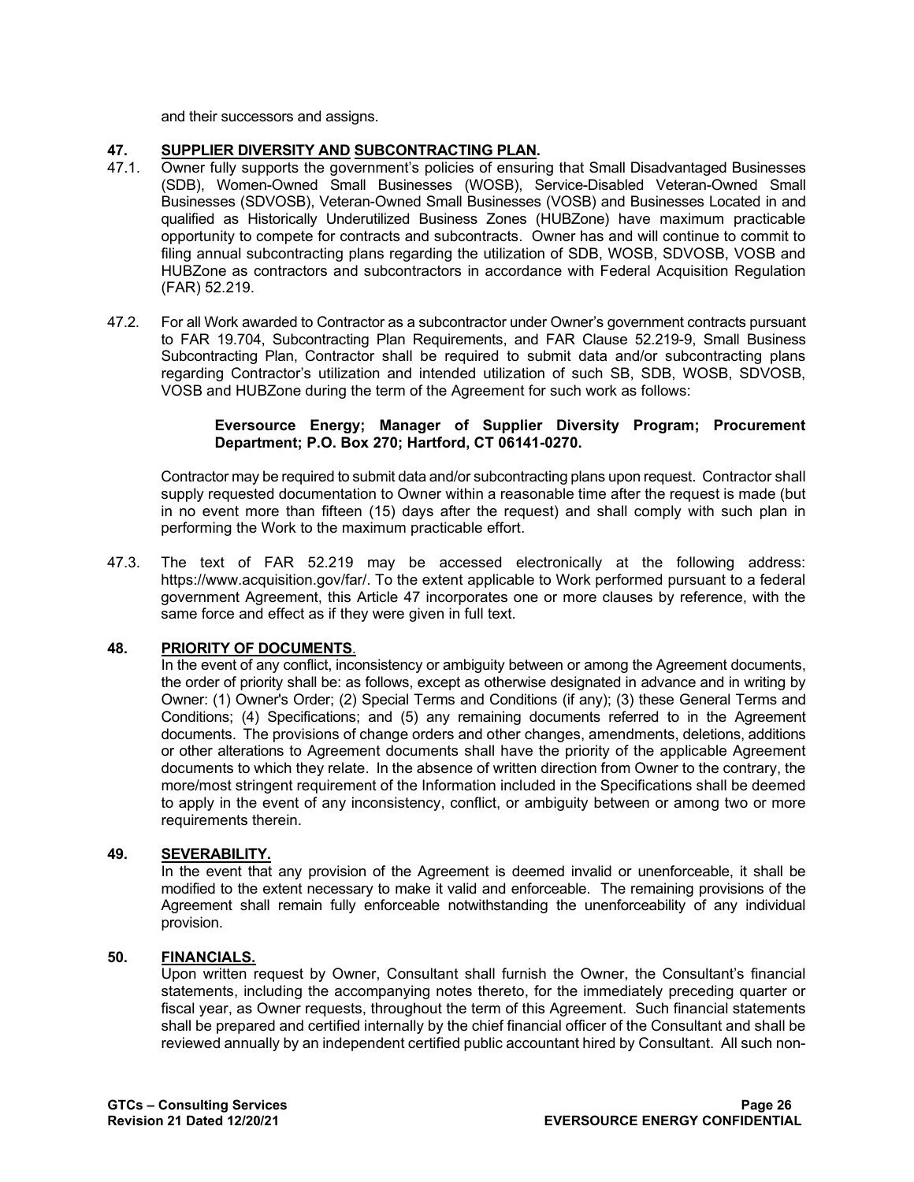and their successors and assigns.

## 47. SUPPLIER DIVERSITY AND SUBCONTRACTING PLAN.

47.1. Owner fully supports the government's policies of ensuring that Small Disadvantaged Businesses (SDB), Women-Owned Small Businesses (WOSB), Service-Disabled Veteran-Owned Small Businesses (SDVOSB), Veteran-Owned Small Businesses (VOSB) and Businesses Located in and qualified as Historically Underutilized Business Zones (HUBZone) have maximum practicable opportunity to compete for contracts and subcontracts. Owner has and will continue to commit to filing annual subcontracting plans regarding the utilization of SDB, WOSB, SDVOSB, VOSB and HUBZone as contractors and subcontractors in accordance with Federal Acquisition Regulation (FAR) 52.219.

47.2. For all Work awarded to Contractor as a subcontractor under Owner's government contracts pursuant to FAR 19.704, Subcontracting Plan Requirements, and FAR Clause 52.219-9, Small Business Subcontracting Plan, Contractor shall be required to submit data and/or subcontracting plans regarding Contractor's utilization and intended utilization of such SB, SDB, WOSB, SDVOSB, VOSB and HUBZone during the term of the Agreement for such work as follows:

> **Eversource Energy; Manager of Supplier Diversity Program; Procurement Department; P.O. Box 270; Hartford, CT 06141-0270.**

Contractor may be required to submit data and/or subcontracting plans upon request. Contractor shall supply requested documentation to Owner within a reasonable time after the request is made (but in no event more than fifteen (15) days after the request) and shall comply with such plan in performing the Work to the maximum practicable effort.

47.3. The text of FAR 52.219 may be accessed electronically at the following address: https://www.acquisition.gov/far/. To the extent applicable to Work performed pursuant to a federal government Agreement, this Article 47 incorporates one or more clauses by reference, with the same force and effect as if they were given in full text.

## 48. PRIORITY OF DOCUMENTS.

In the event of any conflict, inconsistency or ambiguity between or among the Agreement documents, the order of priority shall be: as follows, except as otherwise designated in advance and in writing by Owner: (1) Owner's Order; (2) Special Terms and Conditions (if any); (3) these General Terms and Conditions; (4) Specifications; and (5) any remaining documents referred to in the Agreement documents. The provisions of change orders and other changes, amendments, deletions, additions or other alterations to Agreement documents shall have the priority of the applicable Agreement documents to which they relate. In the absence of written direction from Owner to the contrary, the more/most stringent requirement of the Information included in the Specifications shall be deemed to apply in the event of any inconsistency, conflict, or ambiguity between or among two or more requirements therein.

## 49. SEVERABILITY.

In the event that any provision of the Agreement is deemed invalid or unenforceable, it shall be modified to the extent necessary to make it valid and enforceable. The remaining provisions of the Agreement shall remain fully enforceable notwithstanding the unenforceability of any individual provision.

## 50. FINANCIALS.

Upon written request by Owner, Consultant shall furnish the Owner, the Consultant's financial statements, including the accompanying notes thereto, for the immediately preceding quarter or fiscal year, as Owner requests, throughout the term of this Agreement. Such financial statements shall be prepared and certified internally by the chief financial officer of the Consultant and shall be reviewed annually by an independent certified public accountant hired by Consultant. All such non-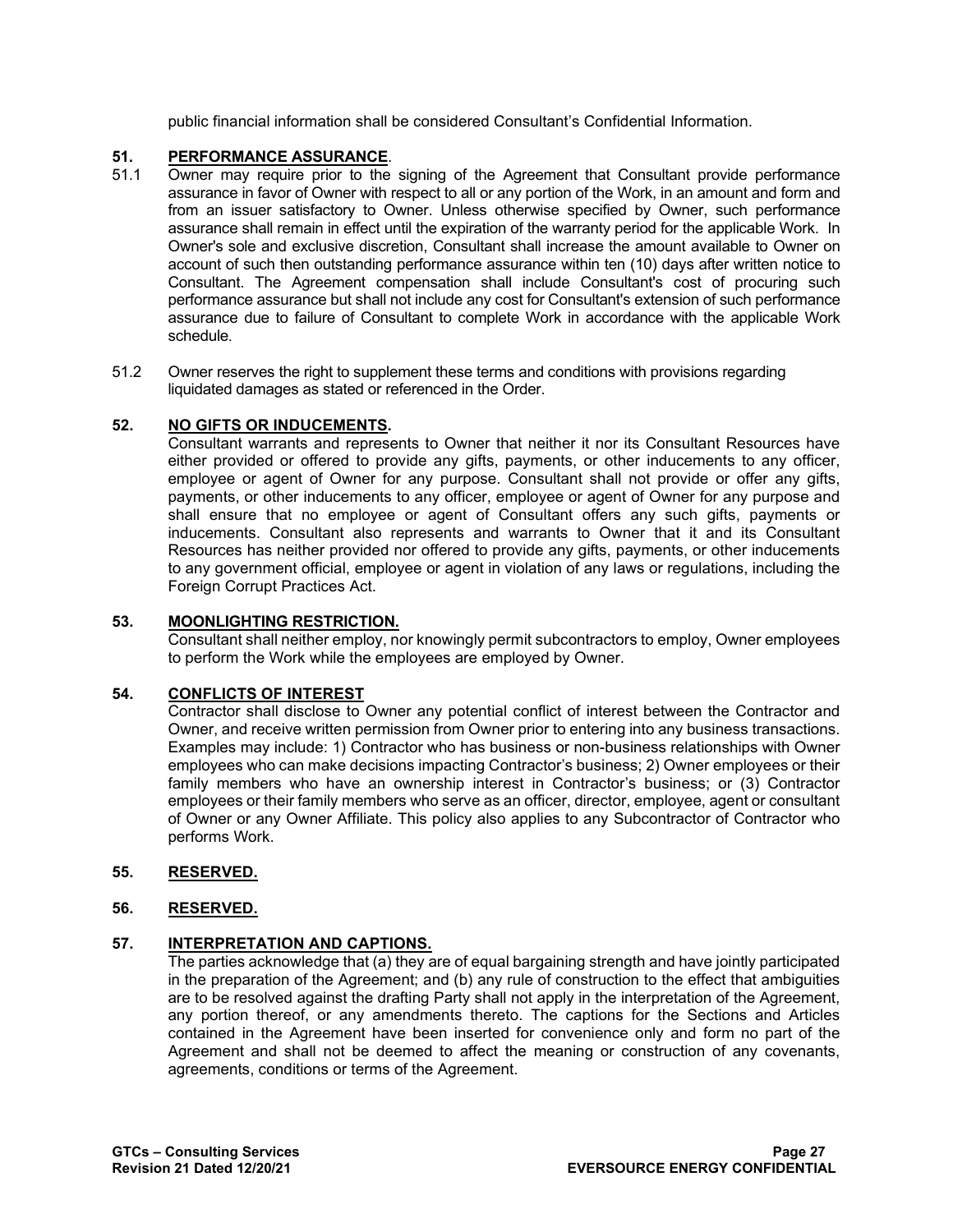public financial information shall be considered Consultant's Confidential Information.

## 51. PERFORMANCE ASSURANCE.

51.1 Owner may require prior to the signing of the Agreement that Consultant provide performance assurance in favor of Owner with respect to all or any portion of the Work, in an amount and form and from an issuer satisfactory to Owner. Unless otherwise specified by Owner, such performance assurance shall remain in effect until the expiration of the warranty period for the applicable Work. In Owner's sole and exclusive discretion, Consultant shall increase the amount available to Owner on account of such then outstanding performance assurance within ten (10) days after written notice to Consultant. The Agreement compensation shall include Consultant's cost of procuring such performance assurance but shall not include any cost for Consultant's extension of such performance assurance due to failure of Consultant to complete Work in accordance with the applicable Work schedule.

51.2 Owner reserves the right to supplement these terms and conditions with provisions regarding liquidated damages as stated or referenced in the Order.

## 52. NO GIFTS OR INDUCEMENTS.

Consultant warrants and represents to Owner that neither it nor its Consultant Resources have either provided or offered to provide any gifts, payments, or other inducements to any officer, employee or agent of Owner for any purpose. Consultant shall not provide or offer any gifts, payments, or other inducements to any officer, employee or agent of Owner for any purpose and shall ensure that no employee or agent of Consultant offers any such gifts, payments or inducements. Consultant also represents and warrants to Owner that it and its Consultant Resources has neither provided nor offered to provide any gifts, payments, or other inducements to any government official, employee or agent in violation of any laws or regulations, including the Foreign Corrupt Practices Act.

## 53. MOONLIGHTING RESTRICTION.

Consultant shall neither employ, nor knowingly permit subcontractors to employ, Owner employees to perform the Work while the employees are employed by Owner.

## 54. CONFLICTS OF INTEREST

Contractor shall disclose to Owner any potential conflict of interest between the Contractor and Owner, and receive written permission from Owner prior to entering into any business transactions. Examples may include: 1) Contractor who has business or non-business relationships with Owner employees who can make decisions impacting Contractor's business; 2) Owner employees or their family members who have an ownership interest in Contractor's business; or (3) Contractor employees or their family members who serve as an officer, director, employee, agent or consultant of Owner or any Owner Affiliate. This policy also applies to any Subcontractor of Contractor who performs Work.

## 55. RESERVED.

## 56. RESERVED.

## 57. INTERPRETATION AND CAPTIONS.

The parties acknowledge that (a) they are of equal bargaining strength and have jointly participated in the preparation of the Agreement; and (b) any rule of construction to the effect that ambiguities are to be resolved against the drafting Party shall not apply in the interpretation of the Agreement, any portion thereof, or any amendments thereto. The captions for the Sections and Articles contained in the Agreement have been inserted for convenience only and form no part of the Agreement and shall not be deemed to affect the meaning or construction of any covenants, agreements, conditions or terms of the Agreement.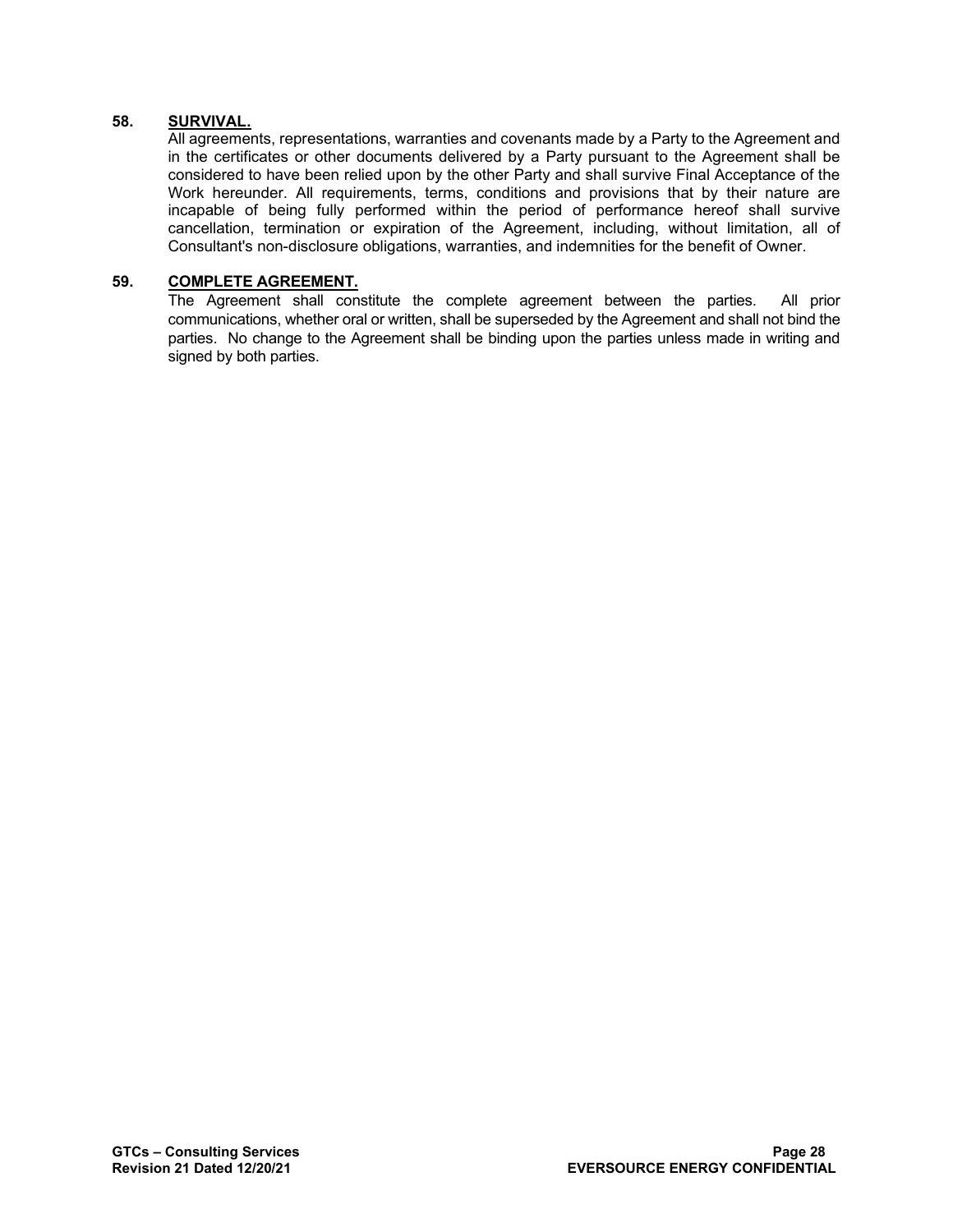**58. SURVIVAL.**

All agreements, representations, warranties and covenants made by a Party to the Agreement and in the certificates or other documents delivered by a Party pursuant to the Agreement shall be considered to have been relied upon by the other Party and shall survive Final Acceptance of the Work hereunder. All requirements, terms, conditions and provisions that by their nature are incapable of being fully performed within the period of performance hereof shall survive cancellation, termination or expiration of the Agreement, including, without limitation, all of Consultant's non-disclosure obligations, warranties, and indemnities for the benefit of Owner.

**59. COMPLETE AGREEMENT.**

The Agreement shall constitute the complete agreement between the parties. All prior communications, whether oral or written, shall be superseded by the Agreement and shall not bind the parties. No change to the Agreement shall be binding upon the parties unless made in writing and signed by both parties.